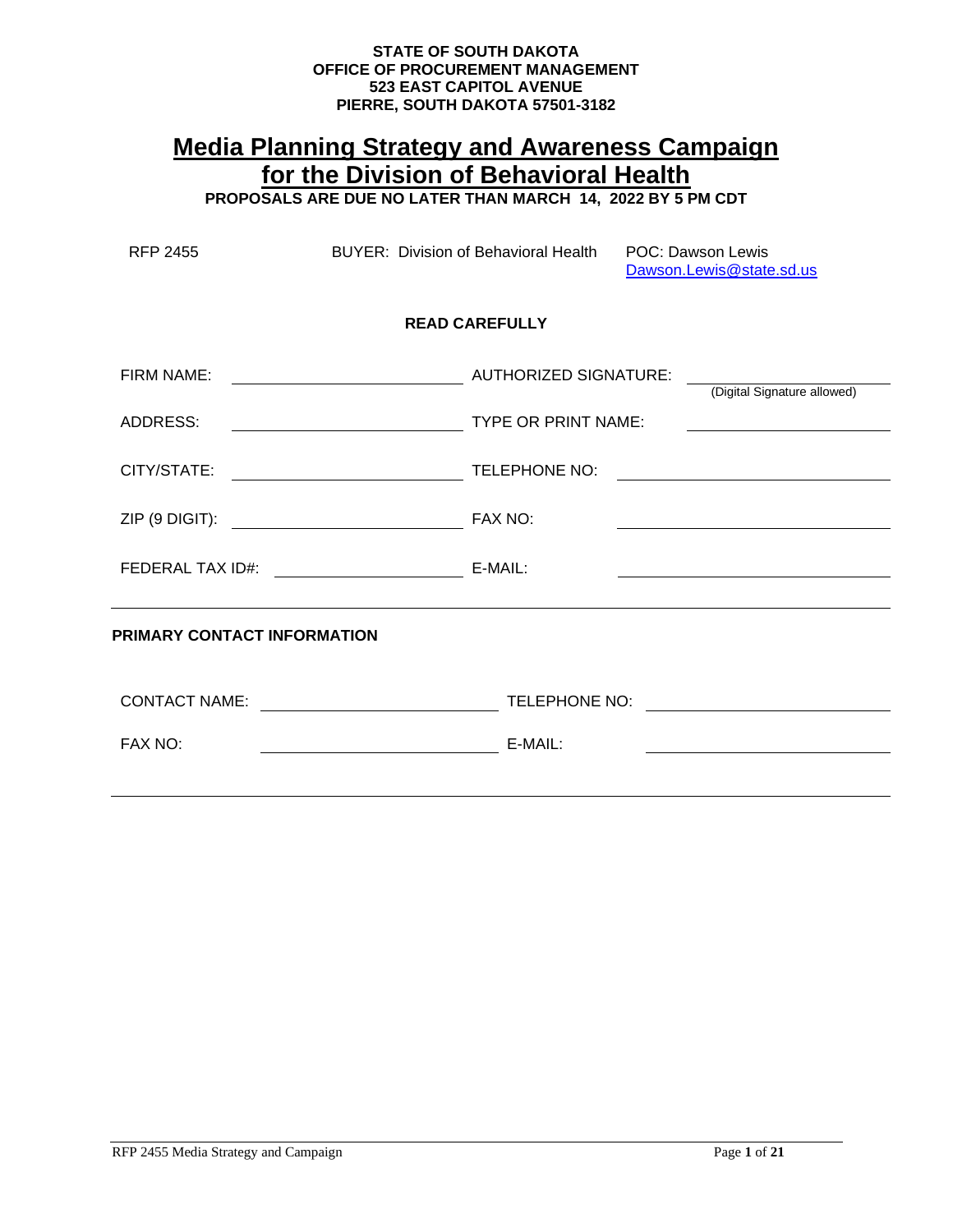**STATE OF SOUTH DAKOTA**
**OFFICE OF PROCUREMENT MANAGEMENT**
**523 EAST CAPITOL AVENUE**
**PIERRE, SOUTH DAKOTA 57501-3182**

# Media Planning Strategy and Awareness Campaign for the Division of Behavioral Health

**PROPOSALS ARE DUE NO LATER THAN MARCH 14, 2022 BY 5 PM CDT**

RFP 2455 | BUYER: Division of Behavioral Health | POC: Dawson Lewis Dawson.Lewis@state.sd.us

**READ CAREFULLY**

| | | | |
|---|---|---|---|
| FIRM NAME: | | AUTHORIZED SIGNATURE: | (Digital Signature allowed) |
| ADDRESS: | | TYPE OR PRINT NAME: | |
| CITY/STATE: | | TELEPHONE NO: | |
| ZIP (9 DIGIT): | | FAX NO: | |
| FEDERAL TAX ID#: | | E-MAIL: | |

**PRIMARY CONTACT INFORMATION**

| | | | |
|---|---|---|---|
| CONTACT NAME: | | TELEPHONE NO: | |
| FAX NO: | | E-MAIL: | |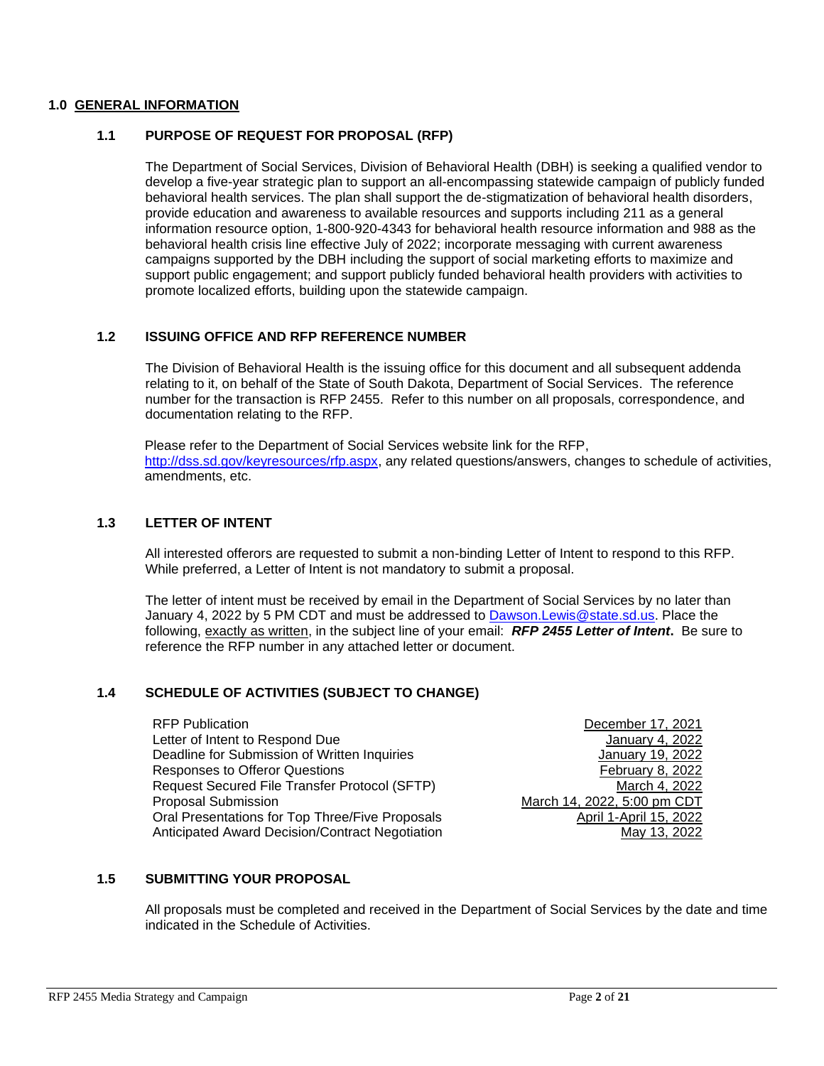# 1.0 GENERAL INFORMATION

## 1.1 PURPOSE OF REQUEST FOR PROPOSAL (RFP)

The Department of Social Services, Division of Behavioral Health (DBH) is seeking a qualified vendor to develop a five-year strategic plan to support an all-encompassing statewide campaign of publicly funded behavioral health services. The plan shall support the de-stigmatization of behavioral health disorders, provide education and awareness to available resources and supports including 211 as a general information resource option, 1-800-920-4343 for behavioral health resource information and 988 as the behavioral health crisis line effective July of 2022; incorporate messaging with current awareness campaigns supported by the DBH including the support of social marketing efforts to maximize and support public engagement; and support publicly funded behavioral health providers with activities to promote localized efforts, building upon the statewide campaign.

## 1.2 ISSUING OFFICE AND RFP REFERENCE NUMBER

The Division of Behavioral Health is the issuing office for this document and all subsequent addenda relating to it, on behalf of the State of South Dakota, Department of Social Services. The reference number for the transaction is RFP 2455. Refer to this number on all proposals, correspondence, and documentation relating to the RFP.

Please refer to the Department of Social Services website link for the RFP, [http://dss.sd.gov/keyresources/rfp.aspx](http://dss.sd.gov/keyresources/rfp.aspx), any related questions/answers, changes to schedule of activities, amendments, etc.

## 1.3 LETTER OF INTENT

All interested offerors are requested to submit a non-binding Letter of Intent to respond to this RFP. While preferred, a Letter of Intent is not mandatory to submit a proposal.

The letter of intent must be received by email in the Department of Social Services by no later than January 4, 2022 by 5 PM CDT and must be addressed to [Dawson.Lewis@state.sd.us](mailto:Dawson.Lewis@state.sd.us). Place the following, exactly as written, in the subject line of your email: ***RFP 2455 Letter of Intent*.** Be sure to reference the RFP number in any attached letter or document.

## 1.4 SCHEDULE OF ACTIVITIES (SUBJECT TO CHANGE)

| Activity | Date |
|---|---|
| RFP Publication | December 17, 2021 |
| Letter of Intent to Respond Due | January 4, 2022 |
| Deadline for Submission of Written Inquiries | January 19, 2022 |
| Responses to Offeror Questions | February 8, 2022 |
| Request Secured File Transfer Protocol (SFTP) | March 4, 2022 |
| Proposal Submission | March 14, 2022, 5:00 pm CDT |
| Oral Presentations for Top Three/Five Proposals | April 1-April 15, 2022 |
| Anticipated Award Decision/Contract Negotiation | May 13, 2022 |

## 1.5 SUBMITTING YOUR PROPOSAL

All proposals must be completed and received in the Department of Social Services by the date and time indicated in the Schedule of Activities.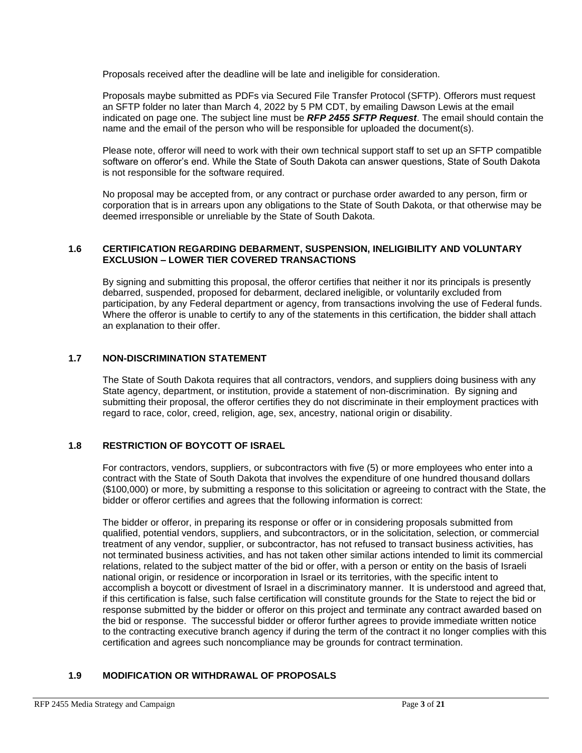Proposals received after the deadline will be late and ineligible for consideration.

Proposals maybe submitted as PDFs via Secured File Transfer Protocol (SFTP). Offerors must request an SFTP folder no later than March 4, 2022 by 5 PM CDT, by emailing Dawson Lewis at the email indicated on page one. The subject line must be ***RFP 2455 SFTP Request***. The email should contain the name and the email of the person who will be responsible for uploaded the document(s).

Please note, offeror will need to work with their own technical support staff to set up an SFTP compatible software on offeror's end. While the State of South Dakota can answer questions, State of South Dakota is not responsible for the software required.

No proposal may be accepted from, or any contract or purchase order awarded to any person, firm or corporation that is in arrears upon any obligations to the State of South Dakota, or that otherwise may be deemed irresponsible or unreliable by the State of South Dakota.

### 1.6 CERTIFICATION REGARDING DEBARMENT, SUSPENSION, INELIGIBILITY AND VOLUNTARY EXCLUSION – LOWER TIER COVERED TRANSACTIONS

By signing and submitting this proposal, the offeror certifies that neither it nor its principals is presently debarred, suspended, proposed for debarment, declared ineligible, or voluntarily excluded from participation, by any Federal department or agency, from transactions involving the use of Federal funds. Where the offeror is unable to certify to any of the statements in this certification, the bidder shall attach an explanation to their offer.

### 1.7 NON-DISCRIMINATION STATEMENT

The State of South Dakota requires that all contractors, vendors, and suppliers doing business with any State agency, department, or institution, provide a statement of non-discrimination. By signing and submitting their proposal, the offeror certifies they do not discriminate in their employment practices with regard to race, color, creed, religion, age, sex, ancestry, national origin or disability.

### 1.8 RESTRICTION OF BOYCOTT OF ISRAEL

For contractors, vendors, suppliers, or subcontractors with five (5) or more employees who enter into a contract with the State of South Dakota that involves the expenditure of one hundred thousand dollars ($100,000) or more, by submitting a response to this solicitation or agreeing to contract with the State, the bidder or offeror certifies and agrees that the following information is correct:

The bidder or offeror, in preparing its response or offer or in considering proposals submitted from qualified, potential vendors, suppliers, and subcontractors, or in the solicitation, selection, or commercial treatment of any vendor, supplier, or subcontractor, has not refused to transact business activities, has not terminated business activities, and has not taken other similar actions intended to limit its commercial relations, related to the subject matter of the bid or offer, with a person or entity on the basis of Israeli national origin, or residence or incorporation in Israel or its territories, with the specific intent to accomplish a boycott or divestment of Israel in a discriminatory manner. It is understood and agreed that, if this certification is false, such false certification will constitute grounds for the State to reject the bid or response submitted by the bidder or offeror on this project and terminate any contract awarded based on the bid or response. The successful bidder or offeror further agrees to provide immediate written notice to the contracting executive branch agency if during the term of the contract it no longer complies with this certification and agrees such noncompliance may be grounds for contract termination.

### 1.9 MODIFICATION OR WITHDRAWAL OF PROPOSALS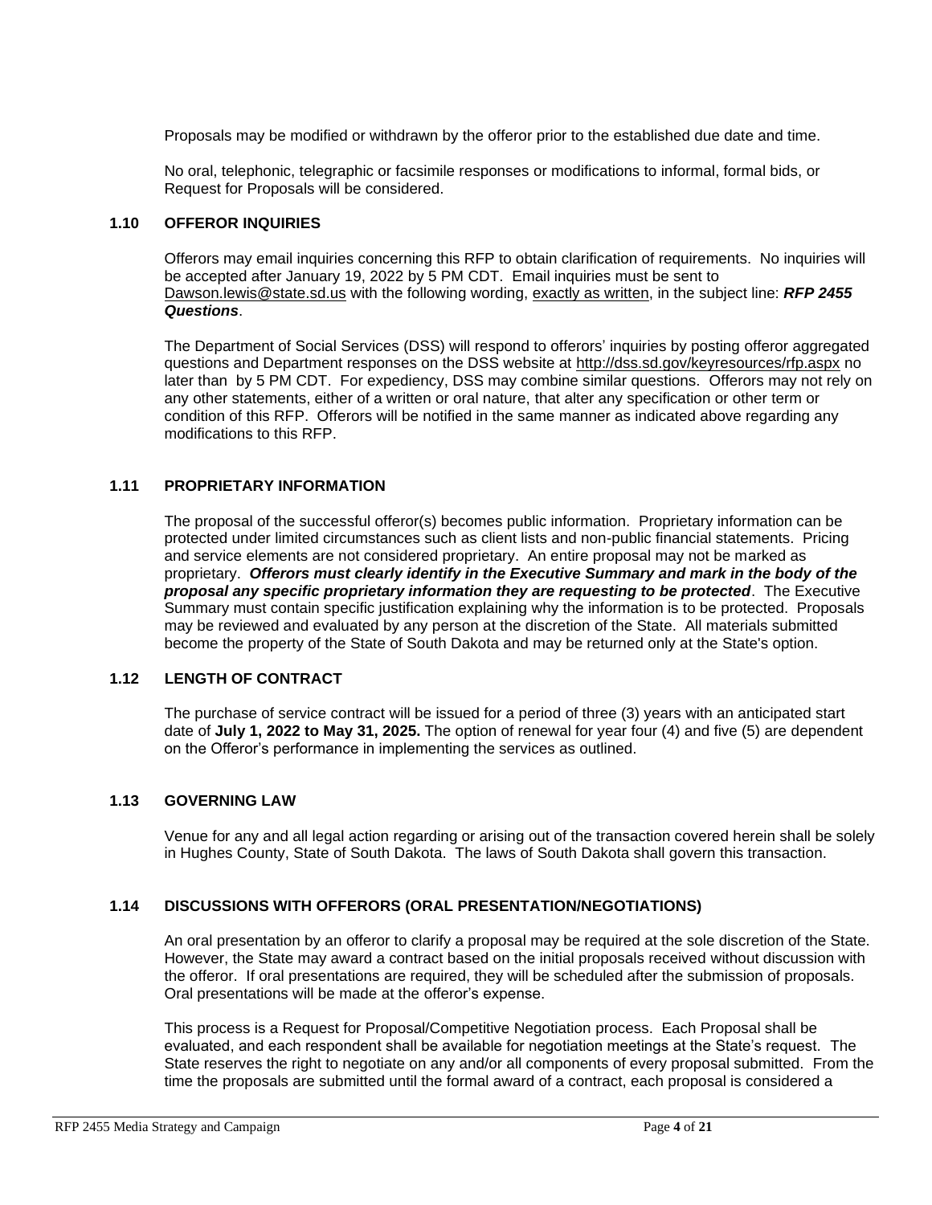Proposals may be modified or withdrawn by the offeror prior to the established due date and time.

No oral, telephonic, telegraphic or facsimile responses or modifications to informal, formal bids, or Request for Proposals will be considered.

### 1.10 OFFEROR INQUIRIES

Offerors may email inquiries concerning this RFP to obtain clarification of requirements. No inquiries will be accepted after January 19, 2022 by 5 PM CDT. Email inquiries must be sent to Dawson.lewis@state.sd.us with the following wording, exactly as written, in the subject line: ***RFP 2455 Questions***.

The Department of Social Services (DSS) will respond to offerors' inquiries by posting offeror aggregated questions and Department responses on the DSS website at http://dss.sd.gov/keyresources/rfp.aspx no later than by 5 PM CDT. For expediency, DSS may combine similar questions. Offerors may not rely on any other statements, either of a written or oral nature, that alter any specification or other term or condition of this RFP. Offerors will be notified in the same manner as indicated above regarding any modifications to this RFP.

### 1.11 PROPRIETARY INFORMATION

The proposal of the successful offeror(s) becomes public information. Proprietary information can be protected under limited circumstances such as client lists and non-public financial statements. Pricing and service elements are not considered proprietary. An entire proposal may not be marked as proprietary. ***Offerors must clearly identify in the Executive Summary and mark in the body of the proposal any specific proprietary information they are requesting to be protected***. The Executive Summary must contain specific justification explaining why the information is to be protected. Proposals may be reviewed and evaluated by any person at the discretion of the State. All materials submitted become the property of the State of South Dakota and may be returned only at the State's option.

### 1.12 LENGTH OF CONTRACT

The purchase of service contract will be issued for a period of three (3) years with an anticipated start date of **July 1, 2022 to May 31, 2025.** The option of renewal for year four (4) and five (5) are dependent on the Offeror's performance in implementing the services as outlined.

### 1.13 GOVERNING LAW

Venue for any and all legal action regarding or arising out of the transaction covered herein shall be solely in Hughes County, State of South Dakota. The laws of South Dakota shall govern this transaction.

### 1.14 DISCUSSIONS WITH OFFERORS (ORAL PRESENTATION/NEGOTIATIONS)

An oral presentation by an offeror to clarify a proposal may be required at the sole discretion of the State. However, the State may award a contract based on the initial proposals received without discussion with the offeror. If oral presentations are required, they will be scheduled after the submission of proposals. Oral presentations will be made at the offeror's expense.

This process is a Request for Proposal/Competitive Negotiation process. Each Proposal shall be evaluated, and each respondent shall be available for negotiation meetings at the State's request. The State reserves the right to negotiate on any and/or all components of every proposal submitted. From the time the proposals are submitted until the formal award of a contract, each proposal is considered a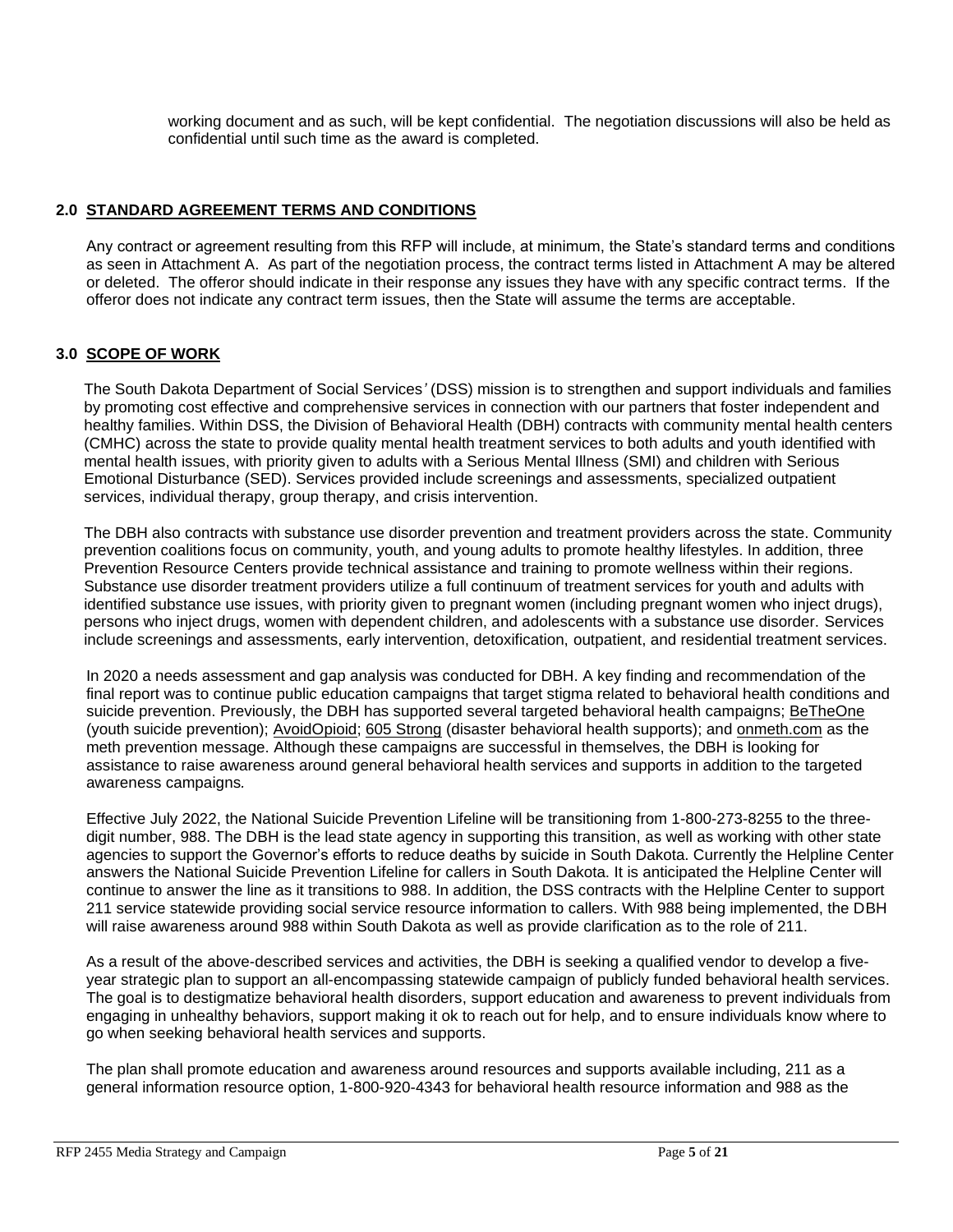working document and as such, will be kept confidential. The negotiation discussions will also be held as confidential until such time as the award is completed.

## 2.0 STANDARD AGREEMENT TERMS AND CONDITIONS

Any contract or agreement resulting from this RFP will include, at minimum, the State's standard terms and conditions as seen in Attachment A. As part of the negotiation process, the contract terms listed in Attachment A may be altered or deleted. The offeror should indicate in their response any issues they have with any specific contract terms. If the offeror does not indicate any contract term issues, then the State will assume the terms are acceptable.

## 3.0 SCOPE OF WORK

The South Dakota Department of Social Services' (DSS) mission is to strengthen and support individuals and families by promoting cost effective and comprehensive services in connection with our partners that foster independent and healthy families. Within DSS, the Division of Behavioral Health (DBH) contracts with community mental health centers (CMHC) across the state to provide quality mental health treatment services to both adults and youth identified with mental health issues, with priority given to adults with a Serious Mental Illness (SMI) and children with Serious Emotional Disturbance (SED). Services provided include screenings and assessments, specialized outpatient services, individual therapy, group therapy, and crisis intervention.

The DBH also contracts with substance use disorder prevention and treatment providers across the state. Community prevention coalitions focus on community, youth, and young adults to promote healthy lifestyles. In addition, three Prevention Resource Centers provide technical assistance and training to promote wellness within their regions. Substance use disorder treatment providers utilize a full continuum of treatment services for youth and adults with identified substance use issues, with priority given to pregnant women (including pregnant women who inject drugs), persons who inject drugs, women with dependent children, and adolescents with a substance use disorder. Services include screenings and assessments, early intervention, detoxification, outpatient, and residential treatment services.

In 2020 a needs assessment and gap analysis was conducted for DBH. A key finding and recommendation of the final report was to continue public education campaigns that target stigma related to behavioral health conditions and suicide prevention. Previously, the DBH has supported several targeted behavioral health campaigns; BeTheOne (youth suicide prevention); AvoidOpioid; 605 Strong (disaster behavioral health supports); and onmeth.com as the meth prevention message. Although these campaigns are successful in themselves, the DBH is looking for assistance to raise awareness around general behavioral health services and supports in addition to the targeted awareness campaigns.

Effective July 2022, the National Suicide Prevention Lifeline will be transitioning from 1-800-273-8255 to the three-digit number, 988. The DBH is the lead state agency in supporting this transition, as well as working with other state agencies to support the Governor's efforts to reduce deaths by suicide in South Dakota. Currently the Helpline Center answers the National Suicide Prevention Lifeline for callers in South Dakota. It is anticipated the Helpline Center will continue to answer the line as it transitions to 988. In addition, the DSS contracts with the Helpline Center to support 211 service statewide providing social service resource information to callers. With 988 being implemented, the DBH will raise awareness around 988 within South Dakota as well as provide clarification as to the role of 211.

As a result of the above-described services and activities, the DBH is seeking a qualified vendor to develop a five-year strategic plan to support an all-encompassing statewide campaign of publicly funded behavioral health services. The goal is to destigmatize behavioral health disorders, support education and awareness to prevent individuals from engaging in unhealthy behaviors, support making it ok to reach out for help, and to ensure individuals know where to go when seeking behavioral health services and supports.

The plan shall promote education and awareness around resources and supports available including, 211 as a general information resource option, 1-800-920-4343 for behavioral health resource information and 988 as the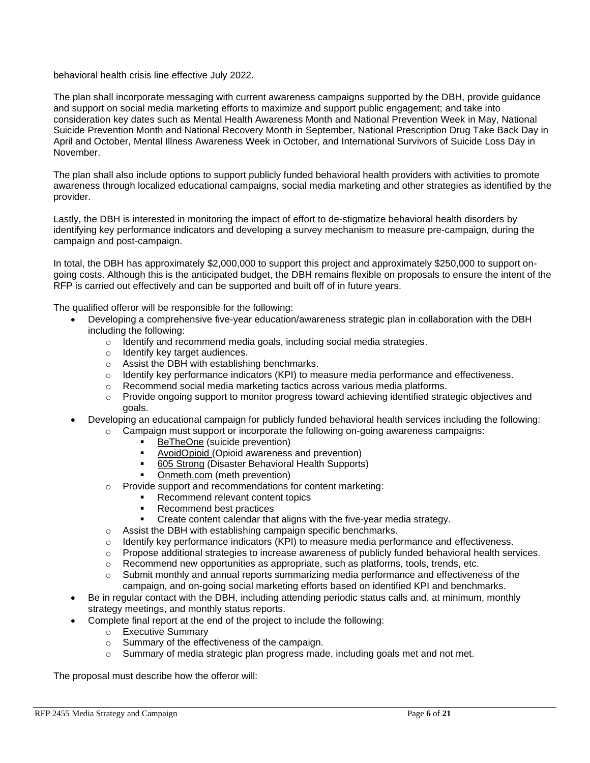behavioral health crisis line effective July 2022.

The plan shall incorporate messaging with current awareness campaigns supported by the DBH, provide guidance and support on social media marketing efforts to maximize and support public engagement; and take into consideration key dates such as Mental Health Awareness Month and National Prevention Week in May, National Suicide Prevention Month and National Recovery Month in September, National Prescription Drug Take Back Day in April and October, Mental Illness Awareness Week in October, and International Survivors of Suicide Loss Day in November.

The plan shall also include options to support publicly funded behavioral health providers with activities to promote awareness through localized educational campaigns, social media marketing and other strategies as identified by the provider.

Lastly, the DBH is interested in monitoring the impact of effort to de-stigmatize behavioral health disorders by identifying key performance indicators and developing a survey mechanism to measure pre-campaign, during the campaign and post-campaign.

In total, the DBH has approximately $2,000,000 to support this project and approximately $250,000 to support on-going costs. Although this is the anticipated budget, the DBH remains flexible on proposals to ensure the intent of the RFP is carried out effectively and can be supported and built off of in future years.

The qualified offeror will be responsible for the following:

- Developing a comprehensive five-year education/awareness strategic plan in collaboration with the DBH including the following:
  - Identify and recommend media goals, including social media strategies.
  - Identify key target audiences.
  - Assist the DBH with establishing benchmarks.
  - Identify key performance indicators (KPI) to measure media performance and effectiveness.
  - Recommend social media marketing tactics across various media platforms.
  - Provide ongoing support to monitor progress toward achieving identified strategic objectives and goals.
- Developing an educational campaign for publicly funded behavioral health services including the following:
  - Campaign must support or incorporate the following on-going awareness campaigns:
    - BeTheOne (suicide prevention)
    - AvoidOpioid (Opioid awareness and prevention)
    - 605 Strong (Disaster Behavioral Health Supports)
    - Onmeth.com (meth prevention)
  - Provide support and recommendations for content marketing:
    - Recommend relevant content topics
    - Recommend best practices
    - Create content calendar that aligns with the five-year media strategy.
  - Assist the DBH with establishing campaign specific benchmarks.
  - Identify key performance indicators (KPI) to measure media performance and effectiveness.
  - Propose additional strategies to increase awareness of publicly funded behavioral health services.
  - Recommend new opportunities as appropriate, such as platforms, tools, trends, etc.
  - Submit monthly and annual reports summarizing media performance and effectiveness of the campaign, and on-going social marketing efforts based on identified KPI and benchmarks.
- Be in regular contact with the DBH, including attending periodic status calls and, at minimum, monthly strategy meetings, and monthly status reports.
- Complete final report at the end of the project to include the following:
  - Executive Summary
  - Summary of the effectiveness of the campaign.
  - Summary of media strategic plan progress made, including goals met and not met.

The proposal must describe how the offeror will: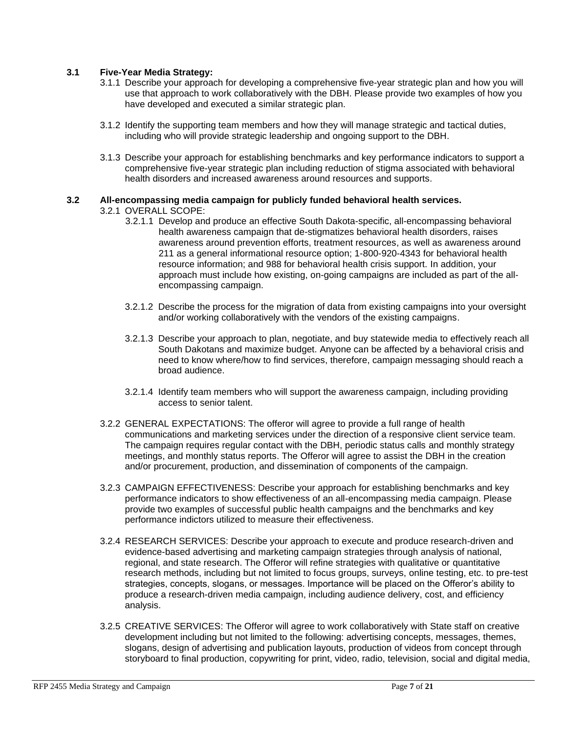### 3.1 Five-Year Media Strategy:

3.1.1 Describe your approach for developing a comprehensive five-year strategic plan and how you will use that approach to work collaboratively with the DBH. Please provide two examples of how you have developed and executed a similar strategic plan.

3.1.2 Identify the supporting team members and how they will manage strategic and tactical duties, including who will provide strategic leadership and ongoing support to the DBH.

3.1.3 Describe your approach for establishing benchmarks and key performance indicators to support a comprehensive five-year strategic plan including reduction of stigma associated with behavioral health disorders and increased awareness around resources and supports.

### 3.2 All-encompassing media campaign for publicly funded behavioral health services.

3.2.1 OVERALL SCOPE:

3.2.1.1 Develop and produce an effective South Dakota-specific, all-encompassing behavioral health awareness campaign that de-stigmatizes behavioral health disorders, raises awareness around prevention efforts, treatment resources, as well as awareness around 211 as a general informational resource option; 1-800-920-4343 for behavioral health resource information; and 988 for behavioral health crisis support. In addition, your approach must include how existing, on-going campaigns are included as part of the all-encompassing campaign.

3.2.1.2 Describe the process for the migration of data from existing campaigns into your oversight and/or working collaboratively with the vendors of the existing campaigns.

3.2.1.3 Describe your approach to plan, negotiate, and buy statewide media to effectively reach all South Dakotans and maximize budget. Anyone can be affected by a behavioral crisis and need to know where/how to find services, therefore, campaign messaging should reach a broad audience.

3.2.1.4 Identify team members who will support the awareness campaign, including providing access to senior talent.

3.2.2 GENERAL EXPECTATIONS: The offeror will agree to provide a full range of health communications and marketing services under the direction of a responsive client service team. The campaign requires regular contact with the DBH, periodic status calls and monthly strategy meetings, and monthly status reports. The Offeror will agree to assist the DBH in the creation and/or procurement, production, and dissemination of components of the campaign.

3.2.3 CAMPAIGN EFFECTIVENESS: Describe your approach for establishing benchmarks and key performance indicators to show effectiveness of an all-encompassing media campaign. Please provide two examples of successful public health campaigns and the benchmarks and key performance indictors utilized to measure their effectiveness.

3.2.4 RESEARCH SERVICES: Describe your approach to execute and produce research-driven and evidence-based advertising and marketing campaign strategies through analysis of national, regional, and state research. The Offeror will refine strategies with qualitative or quantitative research methods, including but not limited to focus groups, surveys, online testing, etc. to pre-test strategies, concepts, slogans, or messages. Importance will be placed on the Offeror's ability to produce a research-driven media campaign, including audience delivery, cost, and efficiency analysis.

3.2.5 CREATIVE SERVICES: The Offeror will agree to work collaboratively with State staff on creative development including but not limited to the following: advertising concepts, messages, themes, slogans, design of advertising and publication layouts, production of videos from concept through storyboard to final production, copywriting for print, video, radio, television, social and digital media,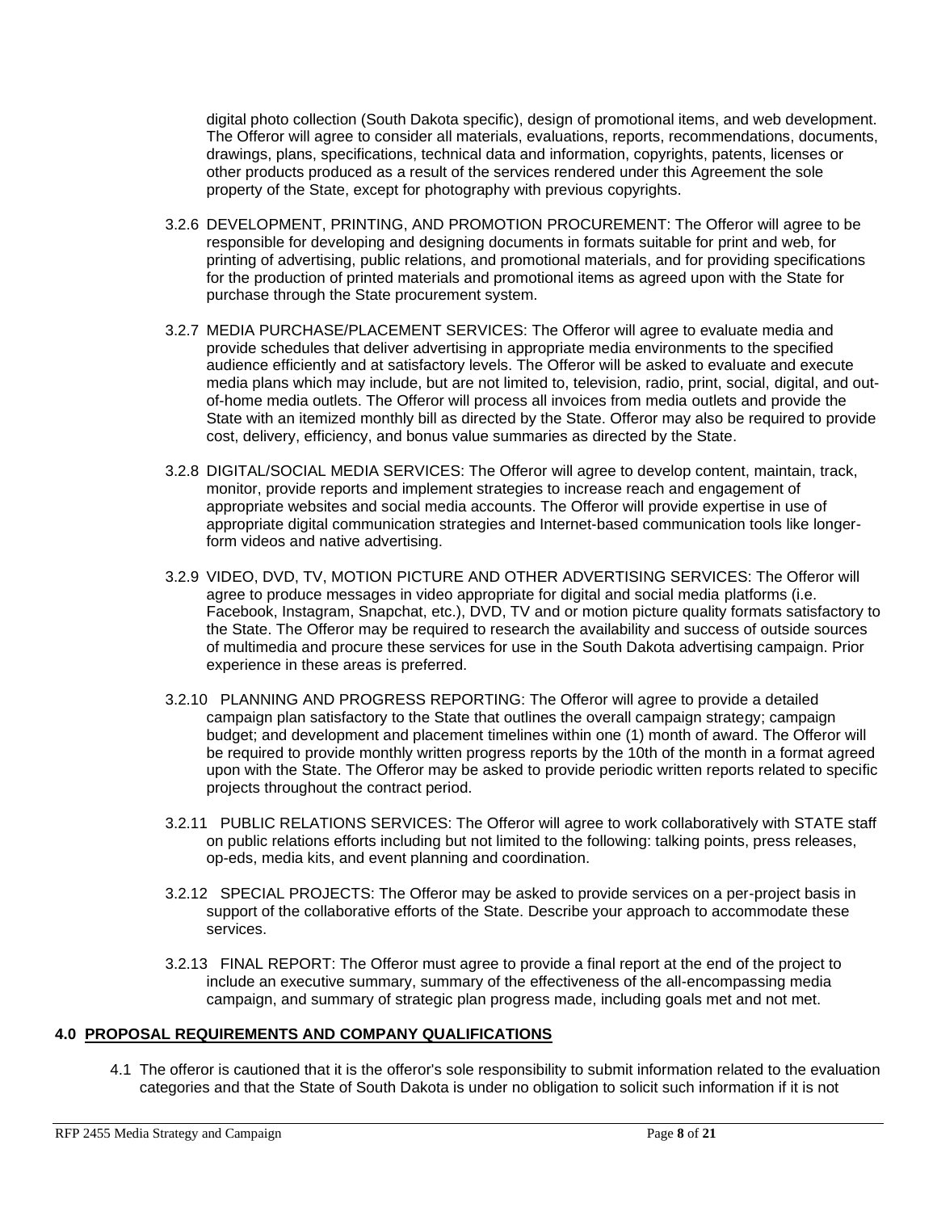digital photo collection (South Dakota specific), design of promotional items, and web development. The Offeror will agree to consider all materials, evaluations, reports, recommendations, documents, drawings, plans, specifications, technical data and information, copyrights, patents, licenses or other products produced as a result of the services rendered under this Agreement the sole property of the State, except for photography with previous copyrights.

3.2.6 DEVELOPMENT, PRINTING, AND PROMOTION PROCUREMENT: The Offeror will agree to be responsible for developing and designing documents in formats suitable for print and web, for printing of advertising, public relations, and promotional materials, and for providing specifications for the production of printed materials and promotional items as agreed upon with the State for purchase through the State procurement system.

3.2.7 MEDIA PURCHASE/PLACEMENT SERVICES: The Offeror will agree to evaluate media and provide schedules that deliver advertising in appropriate media environments to the specified audience efficiently and at satisfactory levels. The Offeror will be asked to evaluate and execute media plans which may include, but are not limited to, television, radio, print, social, digital, and out-of-home media outlets. The Offeror will process all invoices from media outlets and provide the State with an itemized monthly bill as directed by the State. Offeror may also be required to provide cost, delivery, efficiency, and bonus value summaries as directed by the State.

3.2.8 DIGITAL/SOCIAL MEDIA SERVICES: The Offeror will agree to develop content, maintain, track, monitor, provide reports and implement strategies to increase reach and engagement of appropriate websites and social media accounts. The Offeror will provide expertise in use of appropriate digital communication strategies and Internet-based communication tools like longer-form videos and native advertising.

3.2.9 VIDEO, DVD, TV, MOTION PICTURE AND OTHER ADVERTISING SERVICES: The Offeror will agree to produce messages in video appropriate for digital and social media platforms (i.e. Facebook, Instagram, Snapchat, etc.), DVD, TV and or motion picture quality formats satisfactory to the State. The Offeror may be required to research the availability and success of outside sources of multimedia and procure these services for use in the South Dakota advertising campaign. Prior experience in these areas is preferred.

3.2.10 PLANNING AND PROGRESS REPORTING: The Offeror will agree to provide a detailed campaign plan satisfactory to the State that outlines the overall campaign strategy; campaign budget; and development and placement timelines within one (1) month of award. The Offeror will be required to provide monthly written progress reports by the 10th of the month in a format agreed upon with the State. The Offeror may be asked to provide periodic written reports related to specific projects throughout the contract period.

3.2.11 PUBLIC RELATIONS SERVICES: The Offeror will agree to work collaboratively with STATE staff on public relations efforts including but not limited to the following: talking points, press releases, op-eds, media kits, and event planning and coordination.

3.2.12 SPECIAL PROJECTS: The Offeror may be asked to provide services on a per-project basis in support of the collaborative efforts of the State. Describe your approach to accommodate these services.

3.2.13 FINAL REPORT: The Offeror must agree to provide a final report at the end of the project to include an executive summary, summary of the effectiveness of the all-encompassing media campaign, and summary of strategic plan progress made, including goals met and not met.

## 4.0 PROPOSAL REQUIREMENTS AND COMPANY QUALIFICATIONS

4.1 The offeror is cautioned that it is the offeror's sole responsibility to submit information related to the evaluation categories and that the State of South Dakota is under no obligation to solicit such information if it is not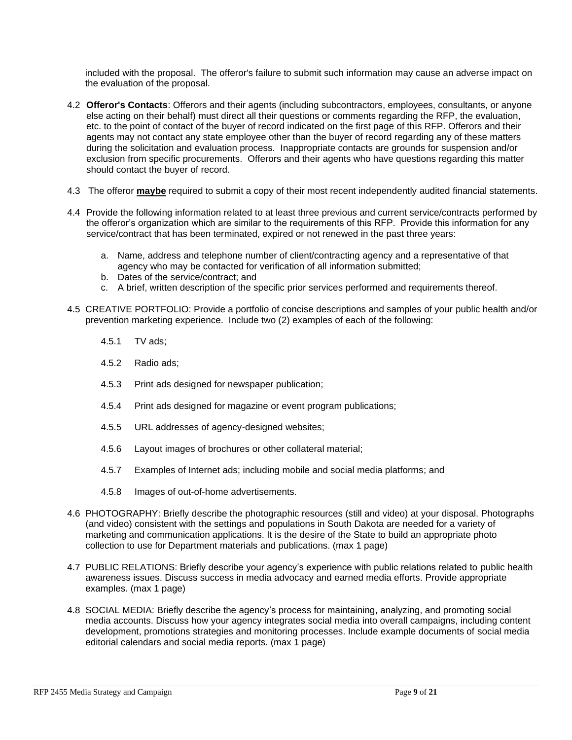included with the proposal. The offeror's failure to submit such information may cause an adverse impact on the evaluation of the proposal.

4.2 **Offeror's Contacts**: Offerors and their agents (including subcontractors, employees, consultants, or anyone else acting on their behalf) must direct all their questions or comments regarding the RFP, the evaluation, etc. to the point of contact of the buyer of record indicated on the first page of this RFP. Offerors and their agents may not contact any state employee other than the buyer of record regarding any of these matters during the solicitation and evaluation process. Inappropriate contacts are grounds for suspension and/or exclusion from specific procurements. Offerors and their agents who have questions regarding this matter should contact the buyer of record.

4.3 The offeror **maybe** required to submit a copy of their most recent independently audited financial statements.

4.4 Provide the following information related to at least three previous and current service/contracts performed by the offeror's organization which are similar to the requirements of this RFP. Provide this information for any service/contract that has been terminated, expired or not renewed in the past three years:

a. Name, address and telephone number of client/contracting agency and a representative of that agency who may be contacted for verification of all information submitted;
b. Dates of the service/contract; and
c. A brief, written description of the specific prior services performed and requirements thereof.

4.5 CREATIVE PORTFOLIO: Provide a portfolio of concise descriptions and samples of your public health and/or prevention marketing experience. Include two (2) examples of each of the following:

4.5.1 TV ads;

4.5.2 Radio ads;

4.5.3 Print ads designed for newspaper publication;

4.5.4 Print ads designed for magazine or event program publications;

4.5.5 URL addresses of agency-designed websites;

4.5.6 Layout images of brochures or other collateral material;

4.5.7 Examples of Internet ads; including mobile and social media platforms; and

4.5.8 Images of out-of-home advertisements.

4.6 PHOTOGRAPHY: Briefly describe the photographic resources (still and video) at your disposal. Photographs (and video) consistent with the settings and populations in South Dakota are needed for a variety of marketing and communication applications. It is the desire of the State to build an appropriate photo collection to use for Department materials and publications. (max 1 page)

4.7 PUBLIC RELATIONS: Briefly describe your agency's experience with public relations related to public health awareness issues. Discuss success in media advocacy and earned media efforts. Provide appropriate examples. (max 1 page)

4.8 SOCIAL MEDIA: Briefly describe the agency's process for maintaining, analyzing, and promoting social media accounts. Discuss how your agency integrates social media into overall campaigns, including content development, promotions strategies and monitoring processes. Include example documents of social media editorial calendars and social media reports. (max 1 page)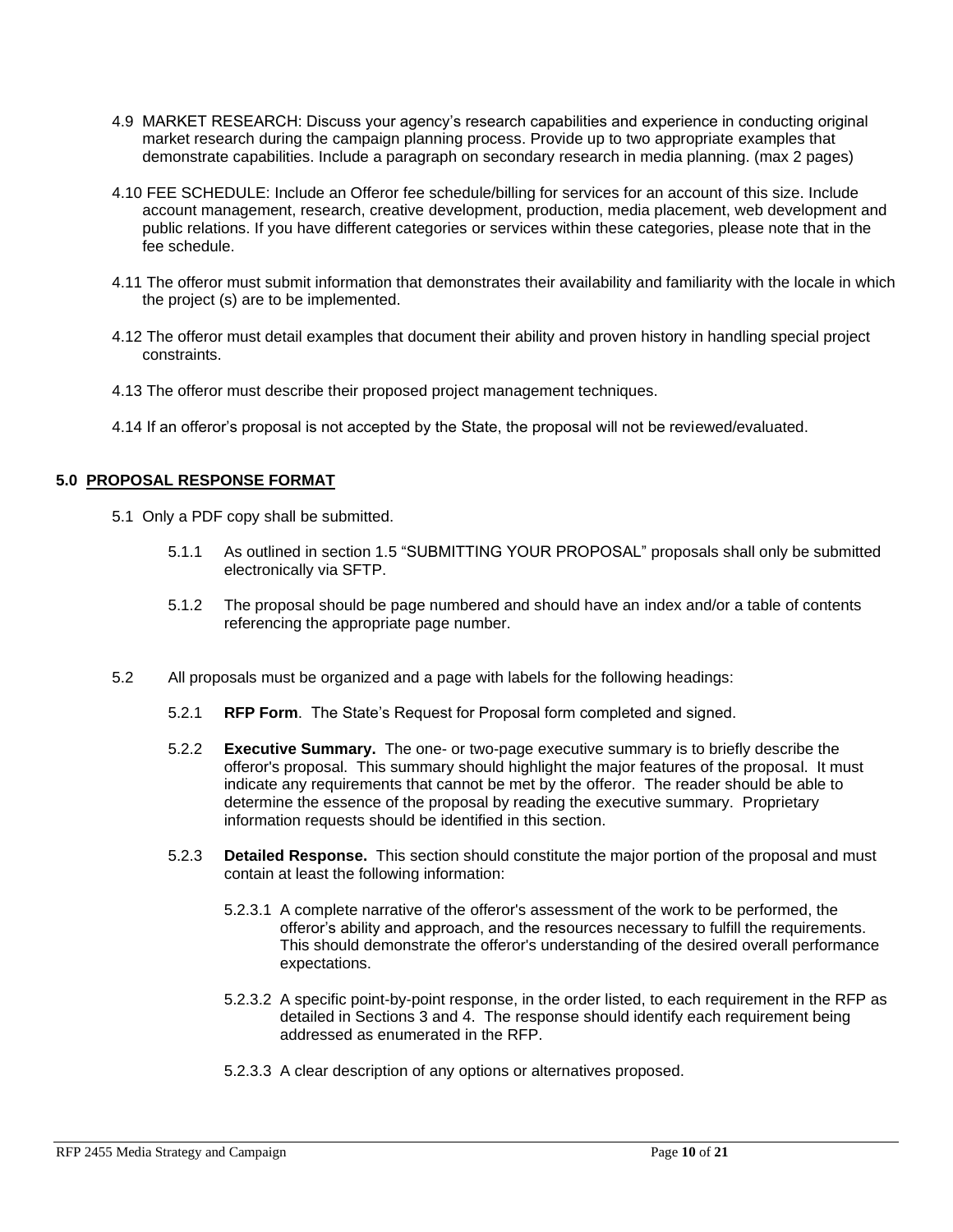4.9 MARKET RESEARCH: Discuss your agency's research capabilities and experience in conducting original market research during the campaign planning process. Provide up to two appropriate examples that demonstrate capabilities. Include a paragraph on secondary research in media planning. (max 2 pages)

4.10 FEE SCHEDULE: Include an Offeror fee schedule/billing for services for an account of this size. Include account management, research, creative development, production, media placement, web development and public relations. If you have different categories or services within these categories, please note that in the fee schedule.

4.11 The offeror must submit information that demonstrates their availability and familiarity with the locale in which the project (s) are to be implemented.

4.12 The offeror must detail examples that document their ability and proven history in handling special project constraints.

4.13 The offeror must describe their proposed project management techniques.

4.14 If an offeror's proposal is not accepted by the State, the proposal will not be reviewed/evaluated.

## 5.0 PROPOSAL RESPONSE FORMAT

5.1 Only a PDF copy shall be submitted.

5.1.1 As outlined in section 1.5 "SUBMITTING YOUR PROPOSAL" proposals shall only be submitted electronically via SFTP.

5.1.2 The proposal should be page numbered and should have an index and/or a table of contents referencing the appropriate page number.

5.2 All proposals must be organized and a page with labels for the following headings:

5.2.1 **RFP Form**. The State's Request for Proposal form completed and signed.

5.2.2 **Executive Summary.** The one- or two-page executive summary is to briefly describe the offeror's proposal. This summary should highlight the major features of the proposal. It must indicate any requirements that cannot be met by the offeror. The reader should be able to determine the essence of the proposal by reading the executive summary. Proprietary information requests should be identified in this section.

5.2.3 **Detailed Response.** This section should constitute the major portion of the proposal and must contain at least the following information:

5.2.3.1 A complete narrative of the offeror's assessment of the work to be performed, the offeror's ability and approach, and the resources necessary to fulfill the requirements. This should demonstrate the offeror's understanding of the desired overall performance expectations.

5.2.3.2 A specific point-by-point response, in the order listed, to each requirement in the RFP as detailed in Sections 3 and 4. The response should identify each requirement being addressed as enumerated in the RFP.

5.2.3.3 A clear description of any options or alternatives proposed.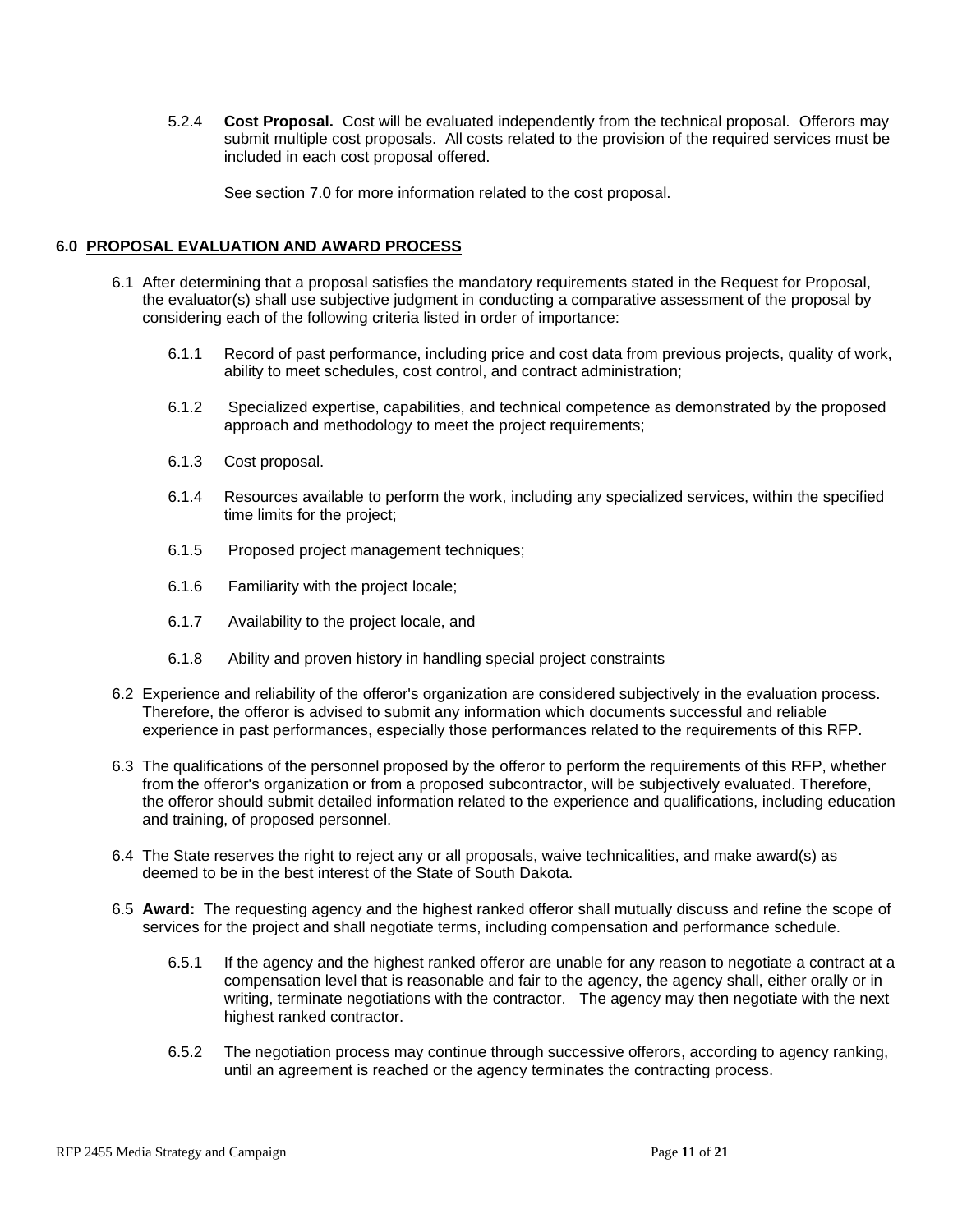5.2.4 **Cost Proposal.** Cost will be evaluated independently from the technical proposal. Offerors may submit multiple cost proposals. All costs related to the provision of the required services must be included in each cost proposal offered.

See section 7.0 for more information related to the cost proposal.

## 6.0 PROPOSAL EVALUATION AND AWARD PROCESS

6.1 After determining that a proposal satisfies the mandatory requirements stated in the Request for Proposal, the evaluator(s) shall use subjective judgment in conducting a comparative assessment of the proposal by considering each of the following criteria listed in order of importance:

6.1.1 Record of past performance, including price and cost data from previous projects, quality of work, ability to meet schedules, cost control, and contract administration;

6.1.2 Specialized expertise, capabilities, and technical competence as demonstrated by the proposed approach and methodology to meet the project requirements;

6.1.3 Cost proposal.

6.1.4 Resources available to perform the work, including any specialized services, within the specified time limits for the project;

6.1.5 Proposed project management techniques;

6.1.6 Familiarity with the project locale;

6.1.7 Availability to the project locale, and

6.1.8 Ability and proven history in handling special project constraints

6.2 Experience and reliability of the offeror's organization are considered subjectively in the evaluation process. Therefore, the offeror is advised to submit any information which documents successful and reliable experience in past performances, especially those performances related to the requirements of this RFP.

6.3 The qualifications of the personnel proposed by the offeror to perform the requirements of this RFP, whether from the offeror's organization or from a proposed subcontractor, will be subjectively evaluated. Therefore, the offeror should submit detailed information related to the experience and qualifications, including education and training, of proposed personnel.

6.4 The State reserves the right to reject any or all proposals, waive technicalities, and make award(s) as deemed to be in the best interest of the State of South Dakota.

6.5 **Award:** The requesting agency and the highest ranked offeror shall mutually discuss and refine the scope of services for the project and shall negotiate terms, including compensation and performance schedule.

6.5.1 If the agency and the highest ranked offeror are unable for any reason to negotiate a contract at a compensation level that is reasonable and fair to the agency, the agency shall, either orally or in writing, terminate negotiations with the contractor. The agency may then negotiate with the next highest ranked contractor.

6.5.2 The negotiation process may continue through successive offerors, according to agency ranking, until an agreement is reached or the agency terminates the contracting process.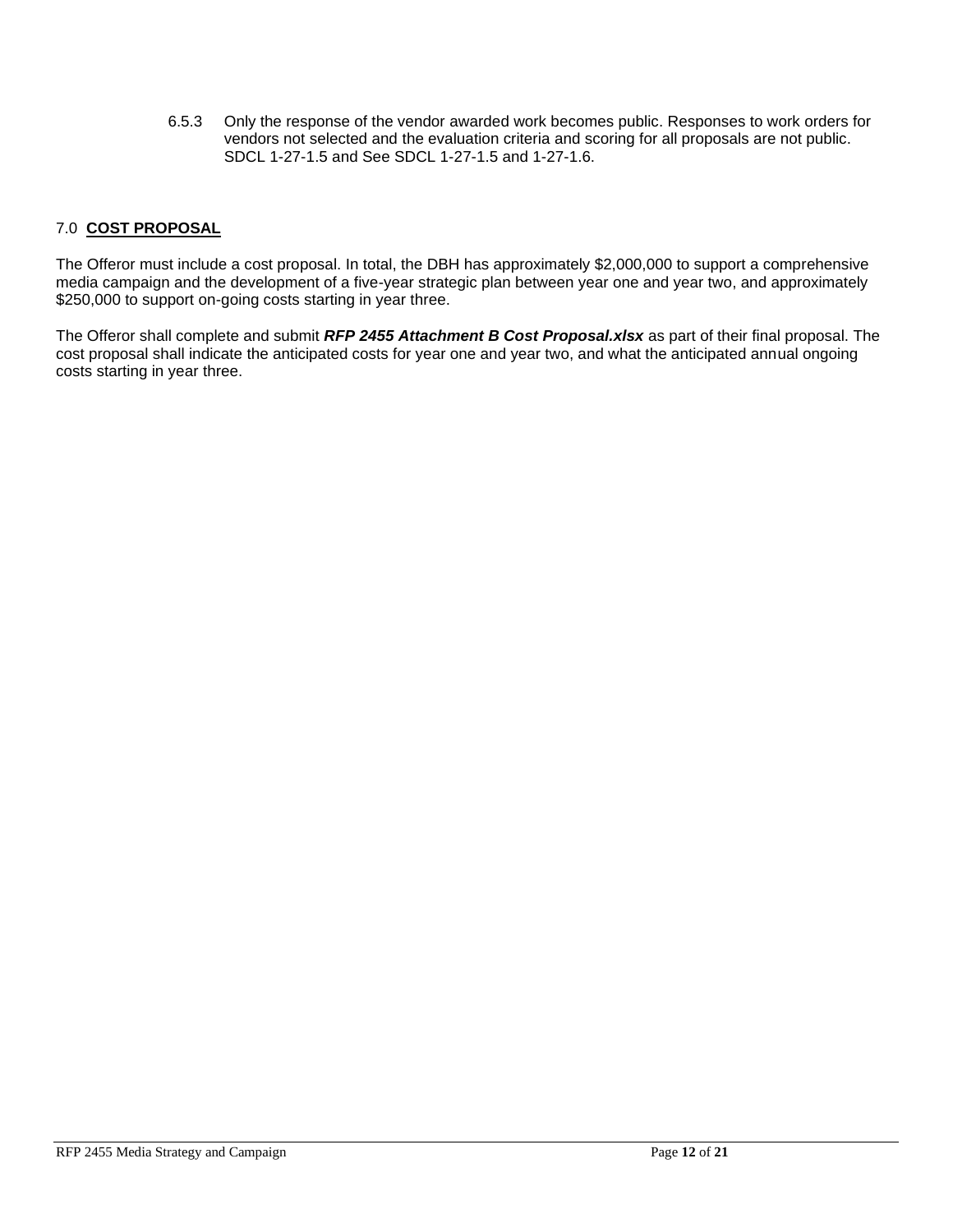6.5.3 Only the response of the vendor awarded work becomes public. Responses to work orders for vendors not selected and the evaluation criteria and scoring for all proposals are not public. SDCL 1-27-1.5 and See SDCL 1-27-1.5 and 1-27-1.6.

## 7.0 **COST PROPOSAL**

The Offeror must include a cost proposal. In total, the DBH has approximately $2,000,000 to support a comprehensive media campaign and the development of a five-year strategic plan between year one and year two, and approximately $250,000 to support on-going costs starting in year three.

The Offeror shall complete and submit ***RFP 2455 Attachment B Cost Proposal.xlsx*** as part of their final proposal. The cost proposal shall indicate the anticipated costs for year one and year two, and what the anticipated annual ongoing costs starting in year three.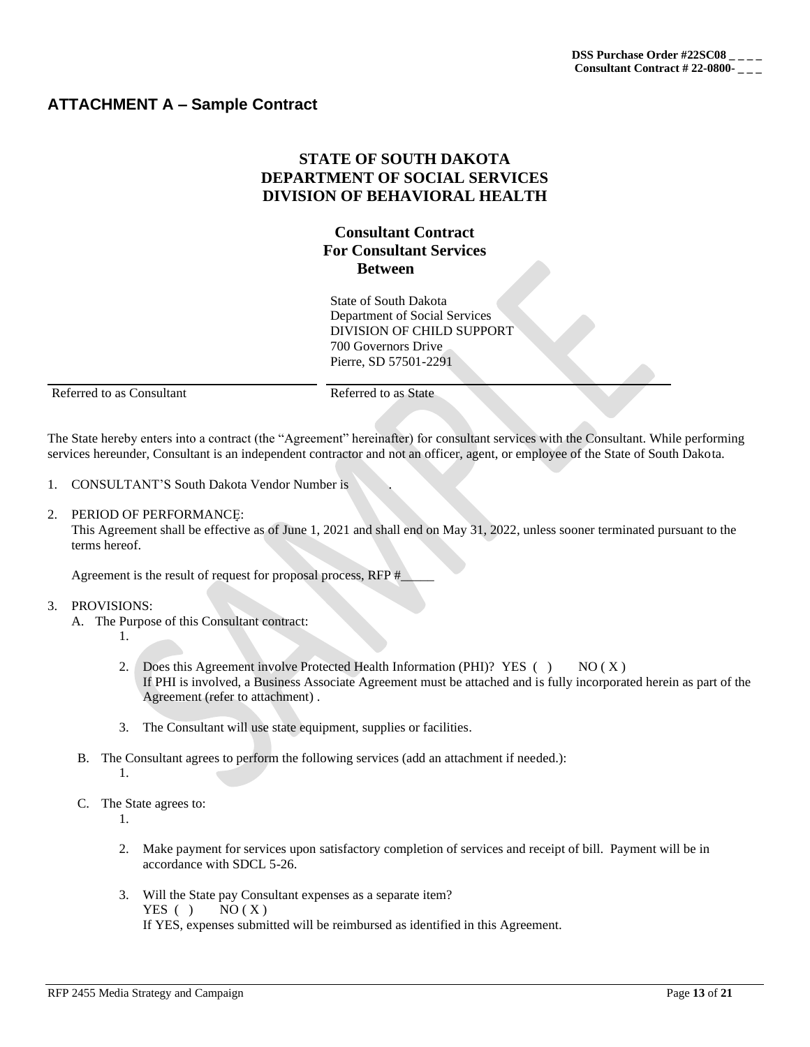**DSS Purchase Order #22SC08 _ _ _ _**
**Consultant Contract # 22-0800- _ _ _**

## ATTACHMENT A – Sample Contract

### STATE OF SOUTH DAKOTA
### DEPARTMENT OF SOCIAL SERVICES
### DIVISION OF BEHAVIORAL HEALTH

**Consultant Contract**
**For Consultant Services**
**Between**

| | State of South Dakota<br>Department of Social Services<br>DIVISION OF CHILD SUPPORT<br>700 Governors Drive<br>Pierre, SD 57501-2291 |
|---|---|
| Referred to as Consultant | Referred to as State |

The State hereby enters into a contract (the "Agreement" hereinafter) for consultant services with the Consultant. While performing services hereunder, Consultant is an independent contractor and not an officer, agent, or employee of the State of South Dakota.

1. CONSULTANT'S South Dakota Vendor Number is .

2. PERIOD OF PERFORMANCE:
   This Agreement shall be effective as of June 1, 2021 and shall end on May 31, 2022, unless sooner terminated pursuant to the terms hereof.

   Agreement is the result of request for proposal process, RFP #_____

3. PROVISIONS:
   A. The Purpose of this Consultant contract:
      1.
      2. Does this Agreement involve Protected Health Information (PHI)? YES ( ) NO ( X )
         If PHI is involved, a Business Associate Agreement must be attached and is fully incorporated herein as part of the Agreement (refer to attachment) .
      3. The Consultant will use state equipment, supplies or facilities.

   B. The Consultant agrees to perform the following services (add an attachment if needed.):
      1.

   C. The State agrees to:
      1.
      2. Make payment for services upon satisfactory completion of services and receipt of bill. Payment will be in accordance with SDCL 5-26.
      3. Will the State pay Consultant expenses as a separate item?
         YES ( ) NO ( X )
         If YES, expenses submitted will be reimbursed as identified in this Agreement.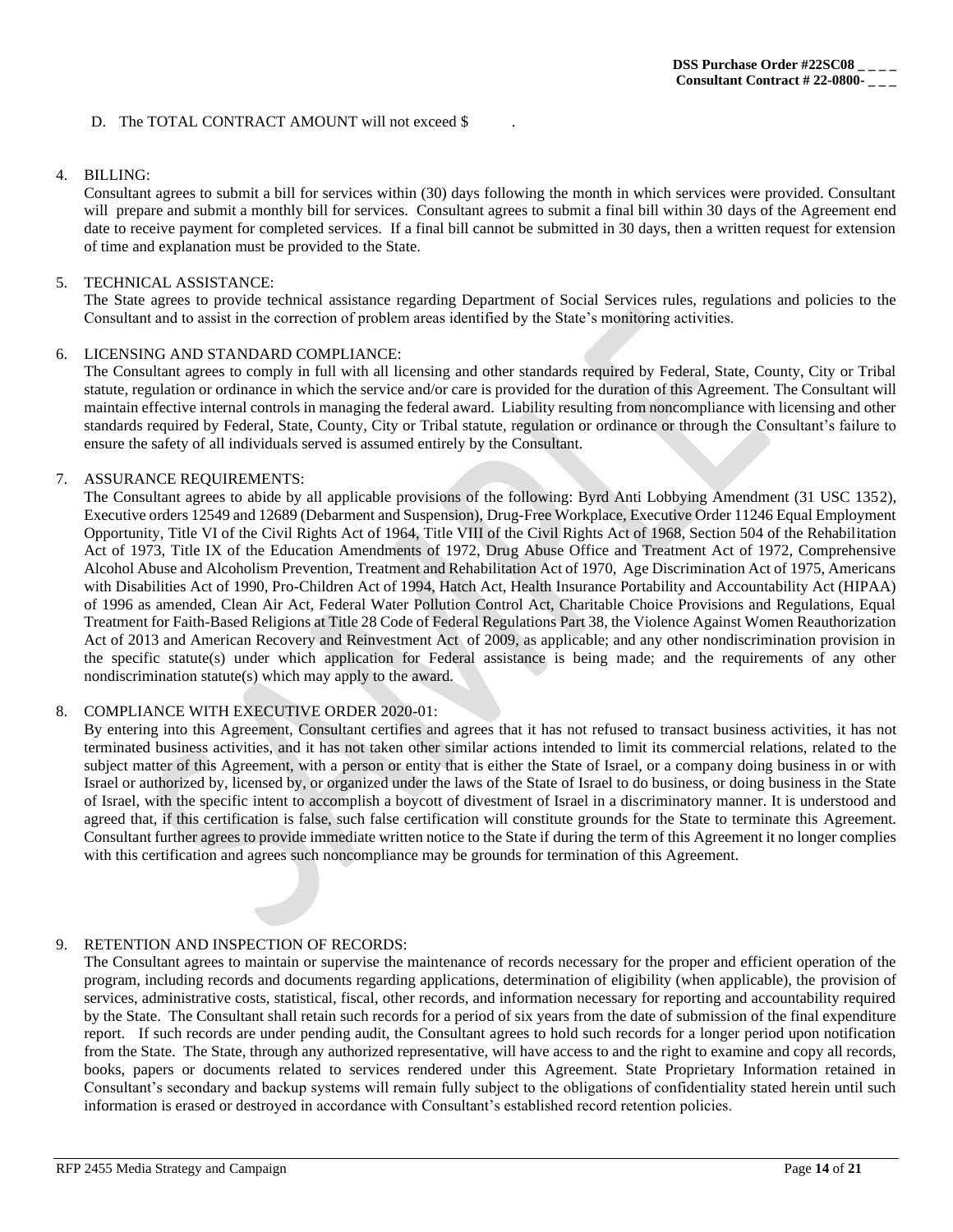D. The TOTAL CONTRACT AMOUNT will not exceed $ .

4. BILLING:
Consultant agrees to submit a bill for services within (30) days following the month in which services were provided. Consultant will prepare and submit a monthly bill for services. Consultant agrees to submit a final bill within 30 days of the Agreement end date to receive payment for completed services. If a final bill cannot be submitted in 30 days, then a written request for extension of time and explanation must be provided to the State.

5. TECHNICAL ASSISTANCE:
The State agrees to provide technical assistance regarding Department of Social Services rules, regulations and policies to the Consultant and to assist in the correction of problem areas identified by the State's monitoring activities.

6. LICENSING AND STANDARD COMPLIANCE:
The Consultant agrees to comply in full with all licensing and other standards required by Federal, State, County, City or Tribal statute, regulation or ordinance in which the service and/or care is provided for the duration of this Agreement. The Consultant will maintain effective internal controls in managing the federal award. Liability resulting from noncompliance with licensing and other standards required by Federal, State, County, City or Tribal statute, regulation or ordinance or through the Consultant's failure to ensure the safety of all individuals served is assumed entirely by the Consultant.

7. ASSURANCE REQUIREMENTS:
The Consultant agrees to abide by all applicable provisions of the following: Byrd Anti Lobbying Amendment (31 USC 1352), Executive orders 12549 and 12689 (Debarment and Suspension), Drug-Free Workplace, Executive Order 11246 Equal Employment Opportunity, Title VI of the Civil Rights Act of 1964, Title VIII of the Civil Rights Act of 1968, Section 504 of the Rehabilitation Act of 1973, Title IX of the Education Amendments of 1972, Drug Abuse Office and Treatment Act of 1972, Comprehensive Alcohol Abuse and Alcoholism Prevention, Treatment and Rehabilitation Act of 1970, Age Discrimination Act of 1975, Americans with Disabilities Act of 1990, Pro-Children Act of 1994, Hatch Act, Health Insurance Portability and Accountability Act (HIPAA) of 1996 as amended, Clean Air Act, Federal Water Pollution Control Act, Charitable Choice Provisions and Regulations, Equal Treatment for Faith-Based Religions at Title 28 Code of Federal Regulations Part 38, the Violence Against Women Reauthorization Act of 2013 and American Recovery and Reinvestment Act of 2009, as applicable; and any other nondiscrimination provision in the specific statute(s) under which application for Federal assistance is being made; and the requirements of any other nondiscrimination statute(s) which may apply to the award.

8. COMPLIANCE WITH EXECUTIVE ORDER 2020-01:
By entering into this Agreement, Consultant certifies and agrees that it has not refused to transact business activities, it has not terminated business activities, and it has not taken other similar actions intended to limit its commercial relations, related to the subject matter of this Agreement, with a person or entity that is either the State of Israel, or a company doing business in or with Israel or authorized by, licensed by, or organized under the laws of the State of Israel to do business, or doing business in the State of Israel, with the specific intent to accomplish a boycott of divestment of Israel in a discriminatory manner. It is understood and agreed that, if this certification is false, such false certification will constitute grounds for the State to terminate this Agreement. Consultant further agrees to provide immediate written notice to the State if during the term of this Agreement it no longer complies with this certification and agrees such noncompliance may be grounds for termination of this Agreement.

9. RETENTION AND INSPECTION OF RECORDS:
The Consultant agrees to maintain or supervise the maintenance of records necessary for the proper and efficient operation of the program, including records and documents regarding applications, determination of eligibility (when applicable), the provision of services, administrative costs, statistical, fiscal, other records, and information necessary for reporting and accountability required by the State. The Consultant shall retain such records for a period of six years from the date of submission of the final expenditure report. If such records are under pending audit, the Consultant agrees to hold such records for a longer period upon notification from the State. The State, through any authorized representative, will have access to and the right to examine and copy all records, books, papers or documents related to services rendered under this Agreement. State Proprietary Information retained in Consultant's secondary and backup systems will remain fully subject to the obligations of confidentiality stated herein until such information is erased or destroyed in accordance with Consultant's established record retention policies.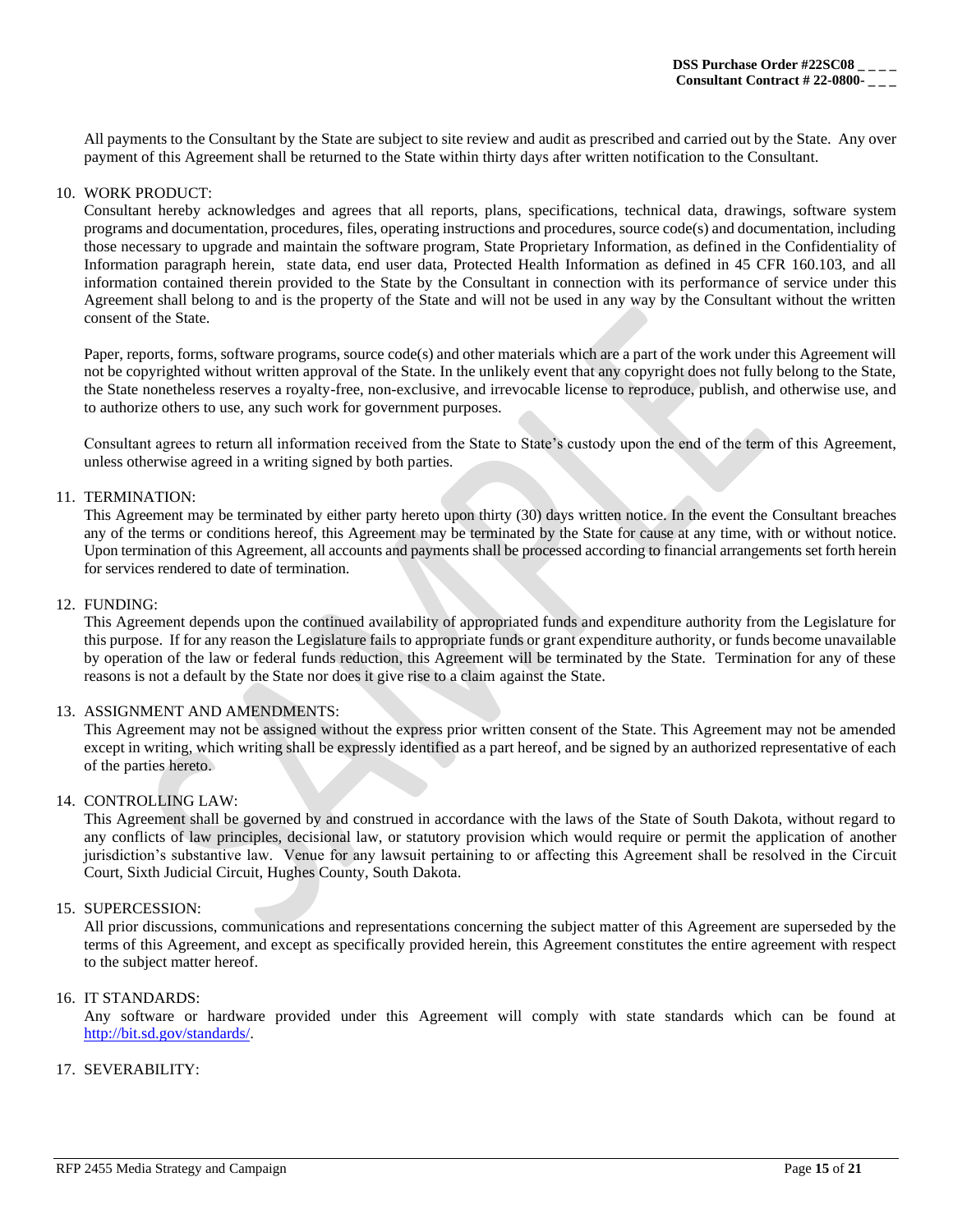All payments to the Consultant by the State are subject to site review and audit as prescribed and carried out by the State. Any over payment of this Agreement shall be returned to the State within thirty days after written notification to the Consultant.

10. WORK PRODUCT:

    Consultant hereby acknowledges and agrees that all reports, plans, specifications, technical data, drawings, software system programs and documentation, procedures, files, operating instructions and procedures, source code(s) and documentation, including those necessary to upgrade and maintain the software program, State Proprietary Information, as defined in the Confidentiality of Information paragraph herein, state data, end user data, Protected Health Information as defined in 45 CFR 160.103, and all information contained therein provided to the State by the Consultant in connection with its performance of service under this Agreement shall belong to and is the property of the State and will not be used in any way by the Consultant without the written consent of the State.

    Paper, reports, forms, software programs, source code(s) and other materials which are a part of the work under this Agreement will not be copyrighted without written approval of the State. In the unlikely event that any copyright does not fully belong to the State, the State nonetheless reserves a royalty-free, non-exclusive, and irrevocable license to reproduce, publish, and otherwise use, and to authorize others to use, any such work for government purposes.

    Consultant agrees to return all information received from the State to State's custody upon the end of the term of this Agreement, unless otherwise agreed in a writing signed by both parties.

11. TERMINATION:

    This Agreement may be terminated by either party hereto upon thirty (30) days written notice. In the event the Consultant breaches any of the terms or conditions hereof, this Agreement may be terminated by the State for cause at any time, with or without notice. Upon termination of this Agreement, all accounts and payments shall be processed according to financial arrangements set forth herein for services rendered to date of termination.

12. FUNDING:

    This Agreement depends upon the continued availability of appropriated funds and expenditure authority from the Legislature for this purpose. If for any reason the Legislature fails to appropriate funds or grant expenditure authority, or funds become unavailable by operation of the law or federal funds reduction, this Agreement will be terminated by the State. Termination for any of these reasons is not a default by the State nor does it give rise to a claim against the State.

13. ASSIGNMENT AND AMENDMENTS:

    This Agreement may not be assigned without the express prior written consent of the State. This Agreement may not be amended except in writing, which writing shall be expressly identified as a part hereof, and be signed by an authorized representative of each of the parties hereto.

14. CONTROLLING LAW:

    This Agreement shall be governed by and construed in accordance with the laws of the State of South Dakota, without regard to any conflicts of law principles, decisional law, or statutory provision which would require or permit the application of another jurisdiction's substantive law. Venue for any lawsuit pertaining to or affecting this Agreement shall be resolved in the Circuit Court, Sixth Judicial Circuit, Hughes County, South Dakota.

15. SUPERCESSION:

    All prior discussions, communications and representations concerning the subject matter of this Agreement are superseded by the terms of this Agreement, and except as specifically provided herein, this Agreement constitutes the entire agreement with respect to the subject matter hereof.

16. IT STANDARDS:

    Any software or hardware provided under this Agreement will comply with state standards which can be found at http://bit.sd.gov/standards/.

17. SEVERABILITY: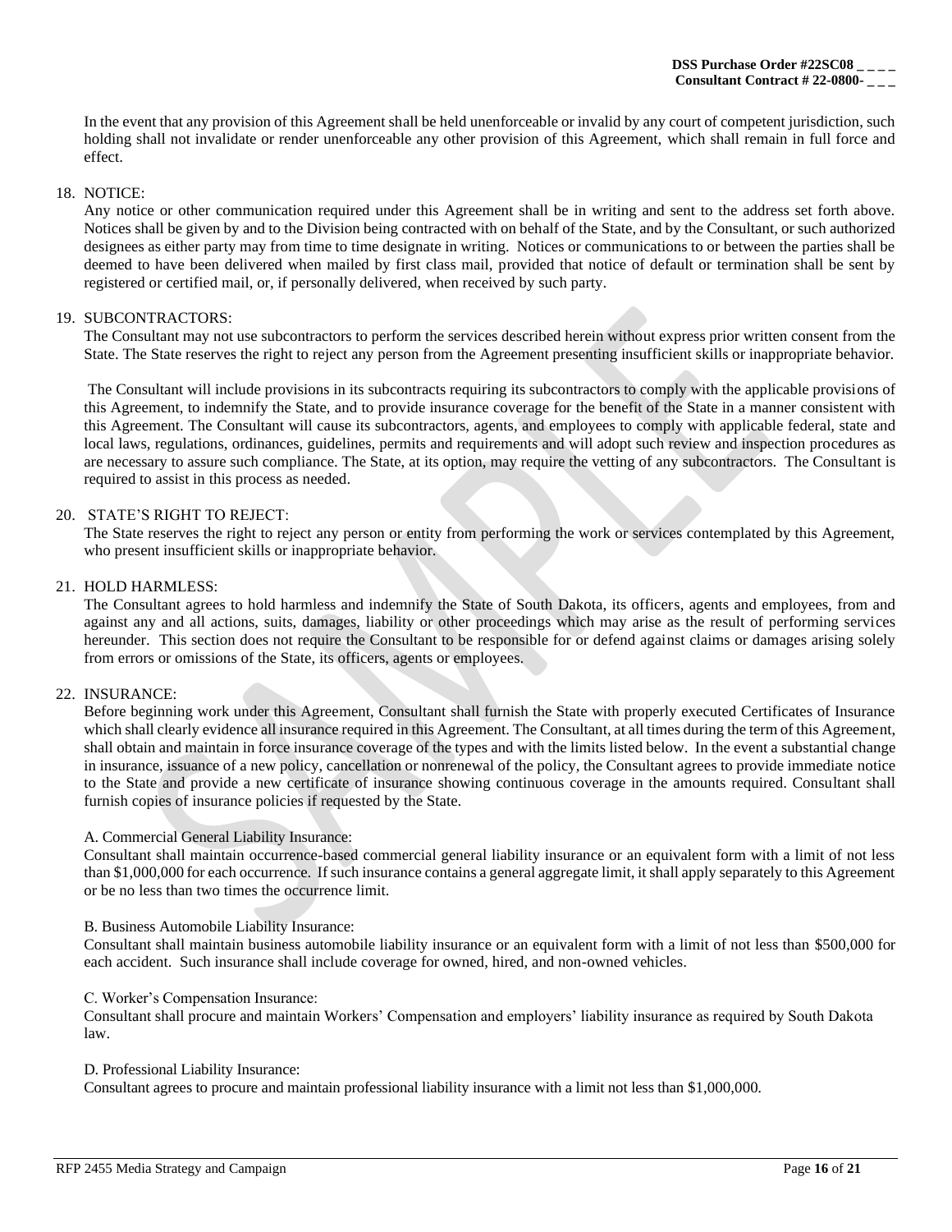In the event that any provision of this Agreement shall be held unenforceable or invalid by any court of competent jurisdiction, such holding shall not invalidate or render unenforceable any other provision of this Agreement, which shall remain in full force and effect.

18. NOTICE:

Any notice or other communication required under this Agreement shall be in writing and sent to the address set forth above. Notices shall be given by and to the Division being contracted with on behalf of the State, and by the Consultant, or such authorized designees as either party may from time to time designate in writing. Notices or communications to or between the parties shall be deemed to have been delivered when mailed by first class mail, provided that notice of default or termination shall be sent by registered or certified mail, or, if personally delivered, when received by such party.

19. SUBCONTRACTORS:

The Consultant may not use subcontractors to perform the services described herein without express prior written consent from the State. The State reserves the right to reject any person from the Agreement presenting insufficient skills or inappropriate behavior.

The Consultant will include provisions in its subcontracts requiring its subcontractors to comply with the applicable provisions of this Agreement, to indemnify the State, and to provide insurance coverage for the benefit of the State in a manner consistent with this Agreement. The Consultant will cause its subcontractors, agents, and employees to comply with applicable federal, state and local laws, regulations, ordinances, guidelines, permits and requirements and will adopt such review and inspection procedures as are necessary to assure such compliance. The State, at its option, may require the vetting of any subcontractors. The Consultant is required to assist in this process as needed.

20. STATE'S RIGHT TO REJECT:

The State reserves the right to reject any person or entity from performing the work or services contemplated by this Agreement, who present insufficient skills or inappropriate behavior.

21. HOLD HARMLESS:

The Consultant agrees to hold harmless and indemnify the State of South Dakota, its officers, agents and employees, from and against any and all actions, suits, damages, liability or other proceedings which may arise as the result of performing services hereunder. This section does not require the Consultant to be responsible for or defend against claims or damages arising solely from errors or omissions of the State, its officers, agents or employees.

22. INSURANCE:

Before beginning work under this Agreement, Consultant shall furnish the State with properly executed Certificates of Insurance which shall clearly evidence all insurance required in this Agreement. The Consultant, at all times during the term of this Agreement, shall obtain and maintain in force insurance coverage of the types and with the limits listed below. In the event a substantial change in insurance, issuance of a new policy, cancellation or nonrenewal of the policy, the Consultant agrees to provide immediate notice to the State and provide a new certificate of insurance showing continuous coverage in the amounts required. Consultant shall furnish copies of insurance policies if requested by the State.

A. Commercial General Liability Insurance:

Consultant shall maintain occurrence-based commercial general liability insurance or an equivalent form with a limit of not less than $1,000,000 for each occurrence. If such insurance contains a general aggregate limit, it shall apply separately to this Agreement or be no less than two times the occurrence limit.

B. Business Automobile Liability Insurance:

Consultant shall maintain business automobile liability insurance or an equivalent form with a limit of not less than $500,000 for each accident. Such insurance shall include coverage for owned, hired, and non-owned vehicles.

C. Worker's Compensation Insurance:

Consultant shall procure and maintain Workers' Compensation and employers' liability insurance as required by South Dakota law.

D. Professional Liability Insurance:

Consultant agrees to procure and maintain professional liability insurance with a limit not less than $1,000,000.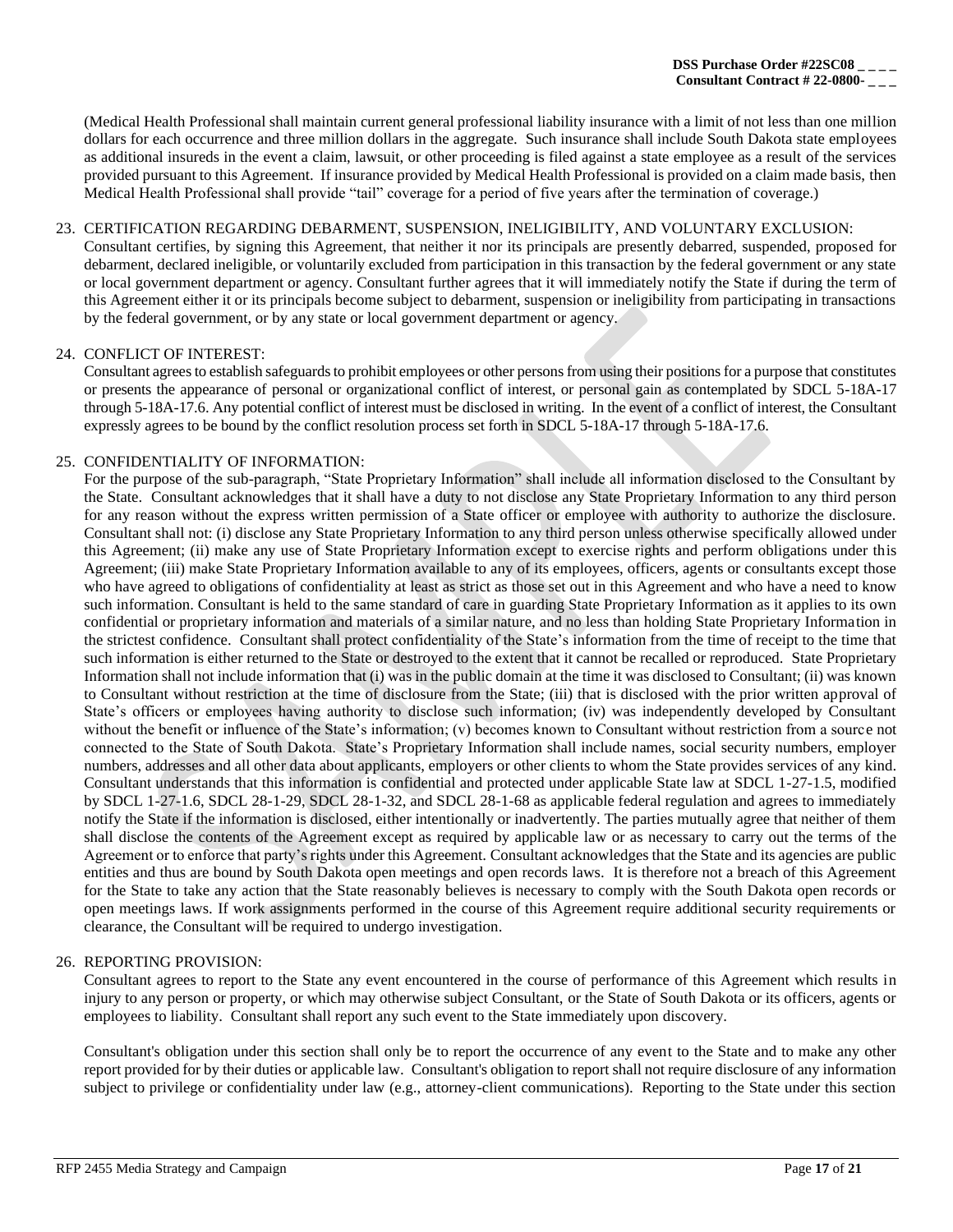(Medical Health Professional shall maintain current general professional liability insurance with a limit of not less than one million dollars for each occurrence and three million dollars in the aggregate. Such insurance shall include South Dakota state employees as additional insureds in the event a claim, lawsuit, or other proceeding is filed against a state employee as a result of the services provided pursuant to this Agreement. If insurance provided by Medical Health Professional is provided on a claim made basis, then Medical Health Professional shall provide "tail" coverage for a period of five years after the termination of coverage.)

23. CERTIFICATION REGARDING DEBARMENT, SUSPENSION, INELIGIBILITY, AND VOLUNTARY EXCLUSION:
    Consultant certifies, by signing this Agreement, that neither it nor its principals are presently debarred, suspended, proposed for debarment, declared ineligible, or voluntarily excluded from participation in this transaction by the federal government or any state or local government department or agency. Consultant further agrees that it will immediately notify the State if during the term of this Agreement either it or its principals become subject to debarment, suspension or ineligibility from participating in transactions by the federal government, or by any state or local government department or agency.

24. CONFLICT OF INTEREST:
    Consultant agrees to establish safeguards to prohibit employees or other persons from using their positions for a purpose that constitutes or presents the appearance of personal or organizational conflict of interest, or personal gain as contemplated by SDCL 5-18A-17 through 5-18A-17.6. Any potential conflict of interest must be disclosed in writing. In the event of a conflict of interest, the Consultant expressly agrees to be bound by the conflict resolution process set forth in SDCL 5-18A-17 through 5-18A-17.6.

25. CONFIDENTIALITY OF INFORMATION:
    For the purpose of the sub-paragraph, "State Proprietary Information" shall include all information disclosed to the Consultant by the State. Consultant acknowledges that it shall have a duty to not disclose any State Proprietary Information to any third person for any reason without the express written permission of a State officer or employee with authority to authorize the disclosure. Consultant shall not: (i) disclose any State Proprietary Information to any third person unless otherwise specifically allowed under this Agreement; (ii) make any use of State Proprietary Information except to exercise rights and perform obligations under this Agreement; (iii) make State Proprietary Information available to any of its employees, officers, agents or consultants except those who have agreed to obligations of confidentiality at least as strict as those set out in this Agreement and who have a need to know such information. Consultant is held to the same standard of care in guarding State Proprietary Information as it applies to its own confidential or proprietary information and materials of a similar nature, and no less than holding State Proprietary Information in the strictest confidence. Consultant shall protect confidentiality of the State's information from the time of receipt to the time that such information is either returned to the State or destroyed to the extent that it cannot be recalled or reproduced. State Proprietary Information shall not include information that (i) was in the public domain at the time it was disclosed to Consultant; (ii) was known to Consultant without restriction at the time of disclosure from the State; (iii) that is disclosed with the prior written approval of State's officers or employees having authority to disclose such information; (iv) was independently developed by Consultant without the benefit or influence of the State's information; (v) becomes known to Consultant without restriction from a source not connected to the State of South Dakota. State's Proprietary Information shall include names, social security numbers, employer numbers, addresses and all other data about applicants, employers or other clients to whom the State provides services of any kind. Consultant understands that this information is confidential and protected under applicable State law at SDCL 1-27-1.5, modified by SDCL 1-27-1.6, SDCL 28-1-29, SDCL 28-1-32, and SDCL 28-1-68 as applicable federal regulation and agrees to immediately notify the State if the information is disclosed, either intentionally or inadvertently. The parties mutually agree that neither of them shall disclose the contents of the Agreement except as required by applicable law or as necessary to carry out the terms of the Agreement or to enforce that party's rights under this Agreement. Consultant acknowledges that the State and its agencies are public entities and thus are bound by South Dakota open meetings and open records laws. It is therefore not a breach of this Agreement for the State to take any action that the State reasonably believes is necessary to comply with the South Dakota open records or open meetings laws. If work assignments performed in the course of this Agreement require additional security requirements or clearance, the Consultant will be required to undergo investigation.

26. REPORTING PROVISION:
    Consultant agrees to report to the State any event encountered in the course of performance of this Agreement which results in injury to any person or property, or which may otherwise subject Consultant, or the State of South Dakota or its officers, agents or employees to liability. Consultant shall report any such event to the State immediately upon discovery.

    Consultant's obligation under this section shall only be to report the occurrence of any event to the State and to make any other report provided for by their duties or applicable law. Consultant's obligation to report shall not require disclosure of any information subject to privilege or confidentiality under law (e.g., attorney-client communications). Reporting to the State under this section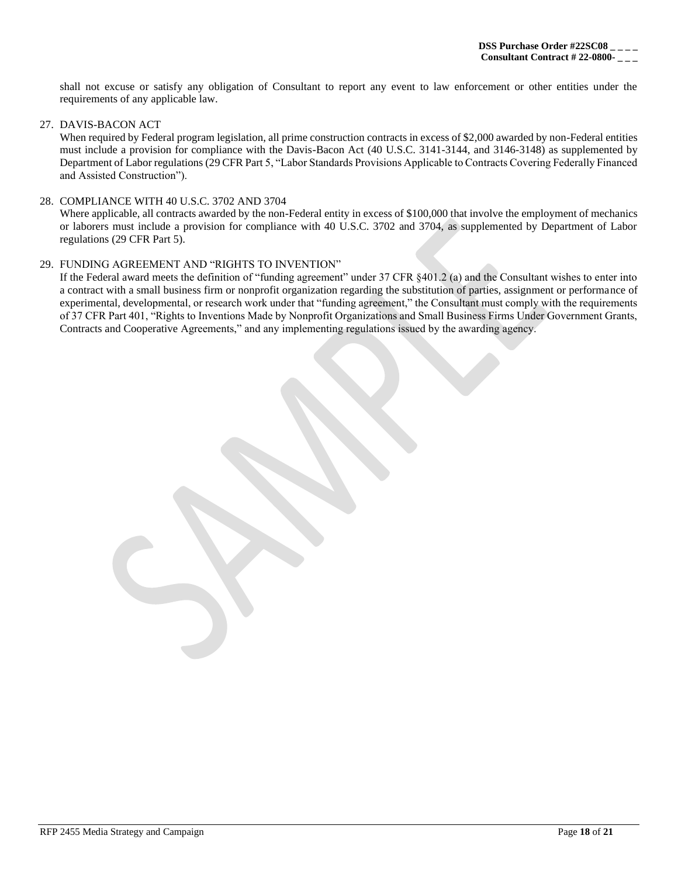shall not excuse or satisfy any obligation of Consultant to report any event to law enforcement or other entities under the requirements of any applicable law.

27. DAVIS-BACON ACT
When required by Federal program legislation, all prime construction contracts in excess of $2,000 awarded by non-Federal entities must include a provision for compliance with the Davis-Bacon Act (40 U.S.C. 3141-3144, and 3146-3148) as supplemented by Department of Labor regulations (29 CFR Part 5, "Labor Standards Provisions Applicable to Contracts Covering Federally Financed and Assisted Construction").

28. COMPLIANCE WITH 40 U.S.C. 3702 AND 3704
Where applicable, all contracts awarded by the non-Federal entity in excess of $100,000 that involve the employment of mechanics or laborers must include a provision for compliance with 40 U.S.C. 3702 and 3704, as supplemented by Department of Labor regulations (29 CFR Part 5).

29. FUNDING AGREEMENT AND "RIGHTS TO INVENTION"
If the Federal award meets the definition of "funding agreement" under 37 CFR §401.2 (a) and the Consultant wishes to enter into a contract with a small business firm or nonprofit organization regarding the substitution of parties, assignment or performance of experimental, developmental, or research work under that "funding agreement," the Consultant must comply with the requirements of 37 CFR Part 401, "Rights to Inventions Made by Nonprofit Organizations and Small Business Firms Under Government Grants, Contracts and Cooperative Agreements," and any implementing regulations issued by the awarding agency.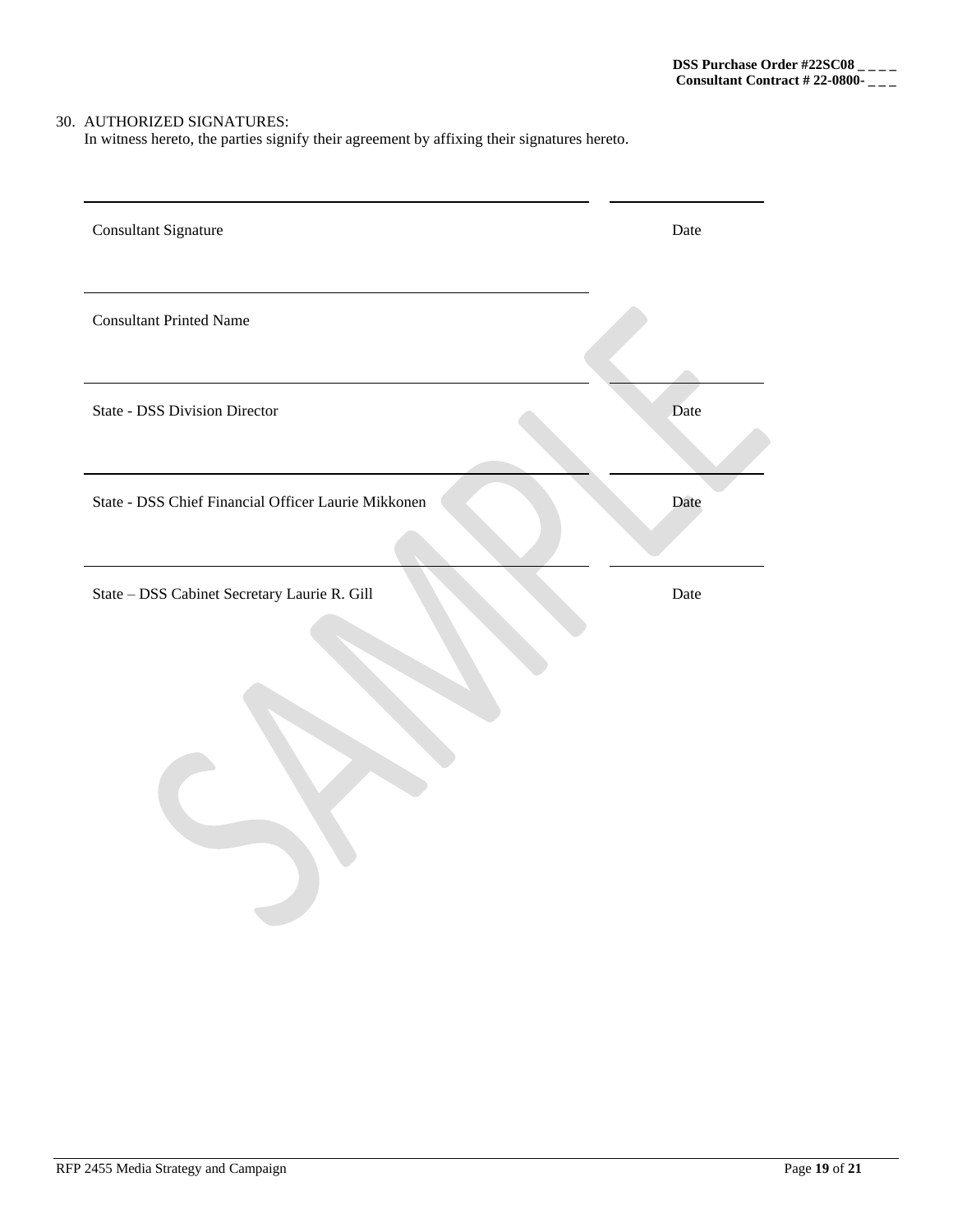30. AUTHORIZED SIGNATURES:
    In witness hereto, the parties signify their agreement by affixing their signatures hereto.

| | |
|---|---|
| Consultant Signature | Date |
| Consultant Printed Name | |
| State - DSS Division Director | Date |
| State - DSS Chief Financial Officer Laurie Mikkonen | Date |
| State – DSS Cabinet Secretary Laurie R. Gill | Date |

SAMPLE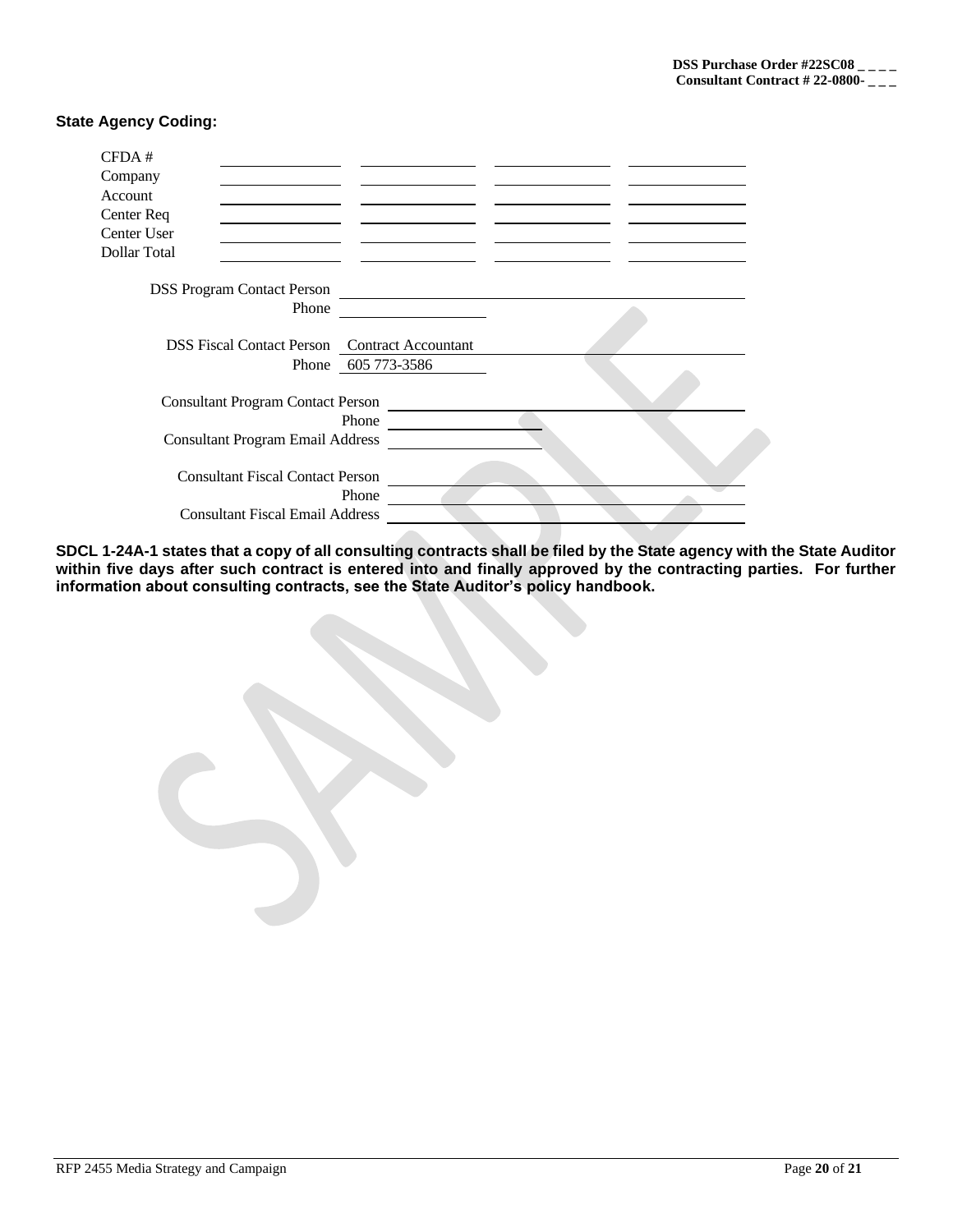DSS Purchase Order #22SC08 _ _ _ _
Consultant Contract # 22-0800- _ _ _

**State Agency Coding:**

| | | | | |
|---|---|---|---|---|
| CFDA # | | | | |
| Company | | | | |
| Account | | | | |
| Center Req | | | | |
| Center User | | | | |
| Dollar Total | | | | |

DSS Program Contact Person ______________________
Phone ______________________

DSS Fiscal Contact Person Contract Accountant
Phone 605 773-3586

Consultant Program Contact Person ______________________
Phone ______________________
Consultant Program Email Address ______________________

Consultant Fiscal Contact Person ______________________
Phone ______________________
Consultant Fiscal Email Address ______________________

**SDCL 1-24A-1 states that a copy of all consulting contracts shall be filed by the State agency with the State Auditor within five days after such contract is entered into and finally approved by the contracting parties. For further information about consulting contracts, see the State Auditor's policy handbook.**

SAMPLE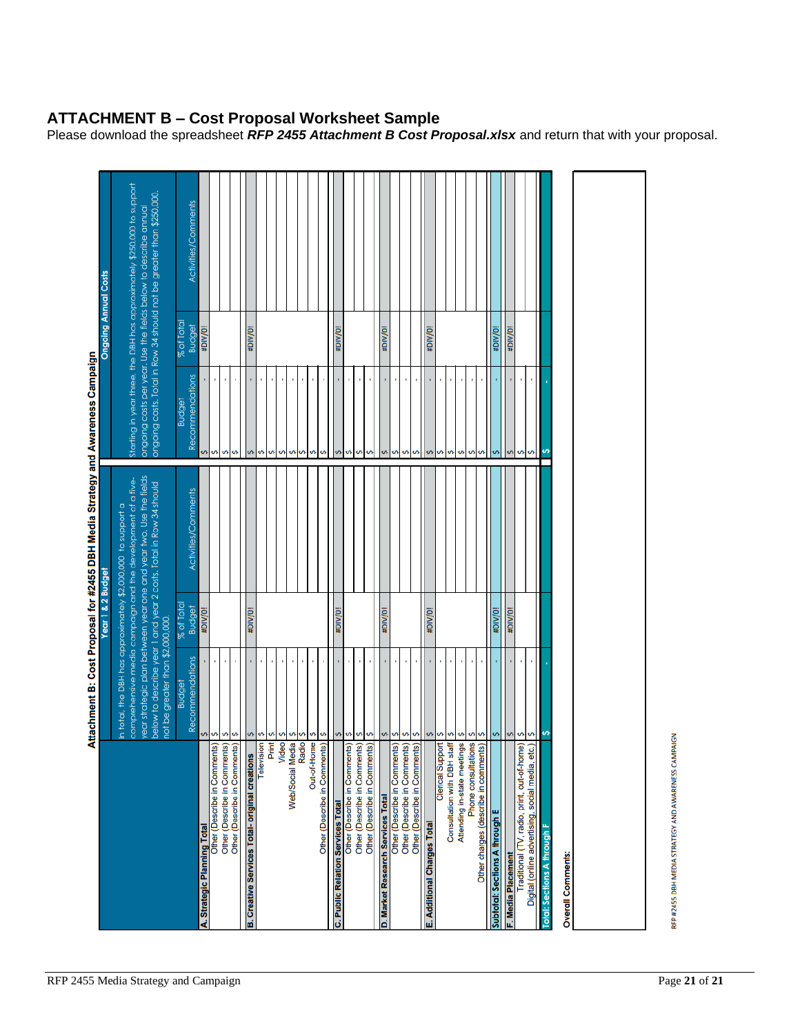## ATTACHMENT B – Cost Proposal Worksheet Sample

Please download the spreadsheet ***RFP 2455 Attachment B Cost Proposal.xlsx*** and return that with your proposal.

**Attachment B: Cost Proposal for #2455 DBH Media Strategy and Awareness Campaign**

| | Year 1 & 2 Budget | | | Ongoing Annual Costs | | |
|---|---|---|---|---|---|---|
| | In total, the DBH has approximately $2,000,000 to support a comprehensive media campaign and the development of a five-year strategic plan between year one and year two. Use the fields below to describe year 1 and year 2 costs. Total in Row 34 should not be greater than $2,000,000. | | | Starting in year three, the DBH has approximately $250,000 to support ongoing costs per year. Use the fields below to describe annual ongoing costs. Total in Row 34 should not be greater than $250,000. | | |
| | Budget Recommendations | % of Total Budget | Activities/Comments | Budget Recommendations | % of Total Budget | Activities/Comments |
| **A. Strategic Planning Total** | $ - | #DIV/0! | | $ - | #DIV/0! | |
| Other (Describe in Comments) | $ - | | | $ - | | |
| Other (Describe in Comments) | $ - | | | $ - | | |
| Other (Describe in Comments) | $ - | | | $ - | | |
| **B. Creative Services Total- original creations** | $ - | #DIV/0! | | $ - | #DIV/0! | |
| Television | $ - | | | $ - | | |
| Print | $ - | | | $ - | | |
| Video | $ - | | | $ - | | |
| Web/Social Media | $ - | | | $ - | | |
| Radio | $ - | | | $ - | | |
| Out-of-Home | $ - | | | $ - | | |
| Other (Describe in Comments) | $ - | | | $ - | | |
| **C. Public Relation Services Total** | $ - | #DIV/0! | | $ - | #DIV/0! | |
| Other (Describe in Comments) | $ - | | | $ - | | |
| Other (Describe in Comments) | $ - | | | $ - | | |
| Other (Describe in Comments) | $ - | | | $ - | | |
| **D. Market Research Services Total** | $ - | #DIV/0! | | $ - | #DIV/0! | |
| Other (Describe in Comments) | $ - | | | $ - | | |
| Other (Describe in Comments) | $ - | | | $ - | | |
| Other (Describe in Comments) | $ - | | | $ - | | |
| **E. Additional Charges Total** | $ - | #DIV/0! | | $ - | #DIV/0! | |
| Clerical Support | $ - | | | $ - | | |
| Consultation with DBH staff | $ - | | | $ - | | |
| Attending in-state meetings | $ - | | | $ - | | |
| Phone consultations | $ - | | | $ - | | |
| Other charges (describe in comments) | $ - | | | $ - | | |
| **Subtotal: Sections A through E** | $ - | #DIV/0! | | $ - | #DIV/0! | |
| **F. Media Placement** | $ - | #DIV/0! | | $ - | #DIV/0! | |
| Traditional (TV, radio, print, out-of-home) | $ - | | | $ - | | |
| Digital (online advertising, social media, etc.) | $ - | | | $ - | | |
| **Total: Sections A through F** | $ - | | | $ - | | |

**Overall Comments:**

RFP #2455 DBH MEDIA STRATEGY AND AWARENESS CAMPAIGN